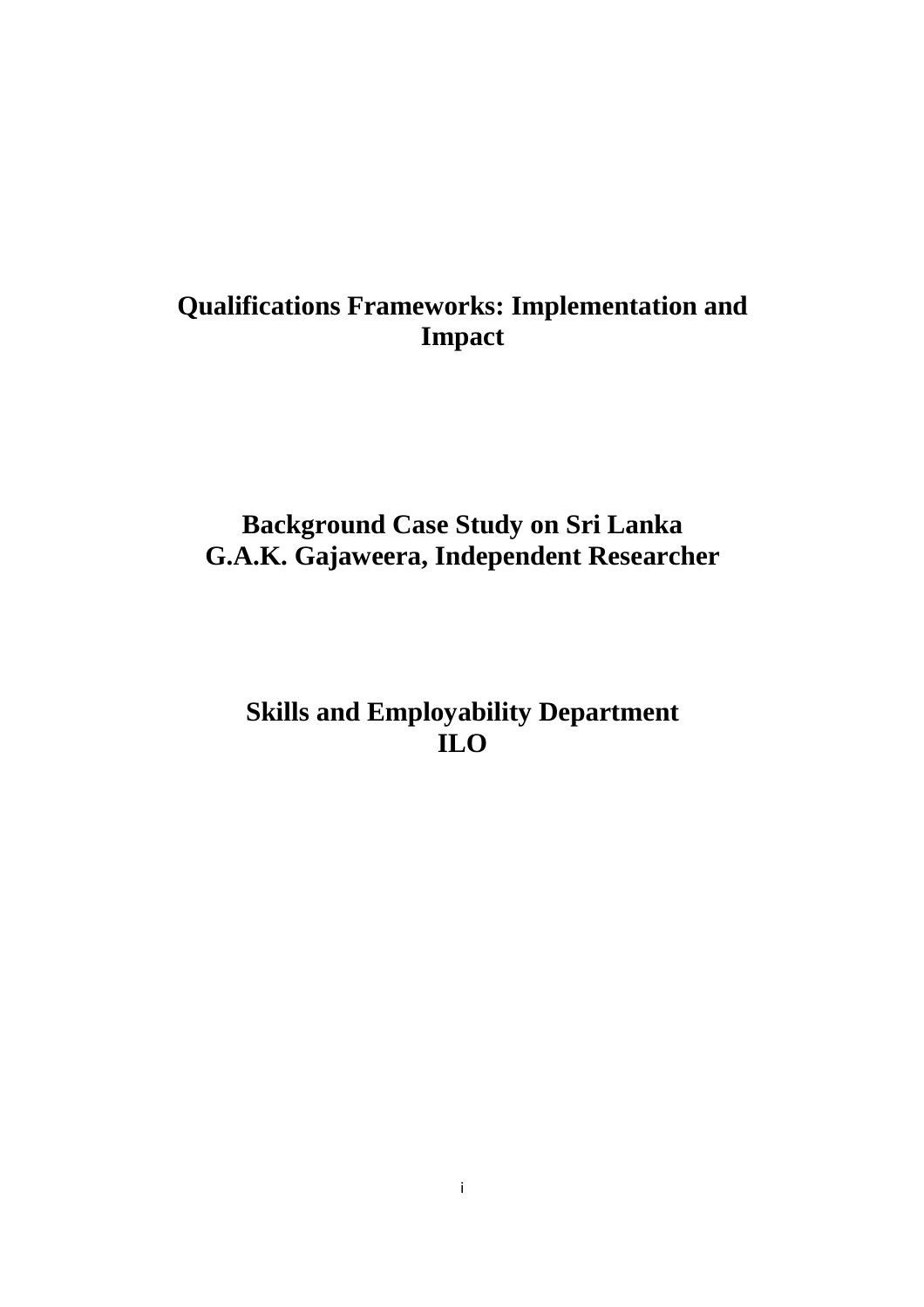# Qualifications Frameworks: Implementation and Impact

## Background Case Study on Sri Lanka
## G.A.K. Gajaweera, Independent Researcher

## Skills and Employability Department
## ILO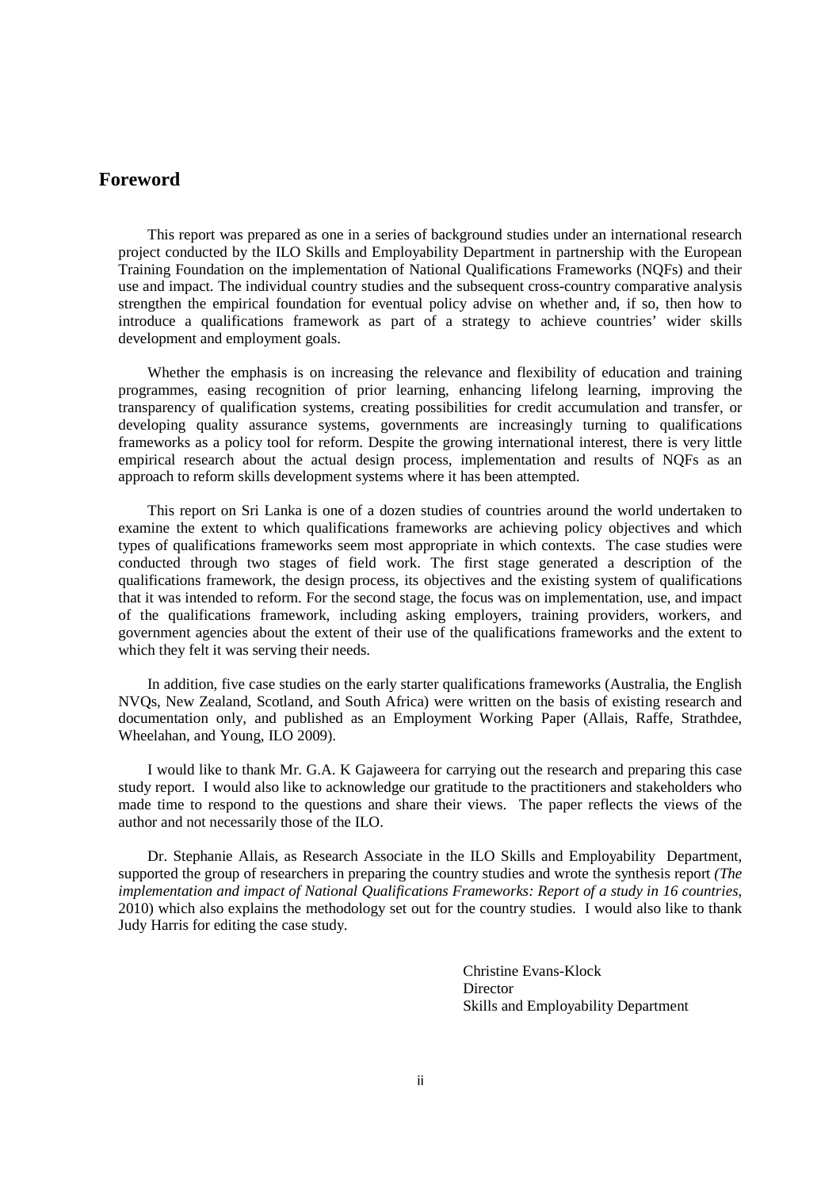## Foreword

This report was prepared as one in a series of background studies under an international research project conducted by the ILO Skills and Employability Department in partnership with the European Training Foundation on the implementation of National Qualifications Frameworks (NQFs) and their use and impact. The individual country studies and the subsequent cross-country comparative analysis strengthen the empirical foundation for eventual policy advise on whether and, if so, then how to introduce a qualifications framework as part of a strategy to achieve countries' wider skills development and employment goals.

Whether the emphasis is on increasing the relevance and flexibility of education and training programmes, easing recognition of prior learning, enhancing lifelong learning, improving the transparency of qualification systems, creating possibilities for credit accumulation and transfer, or developing quality assurance systems, governments are increasingly turning to qualifications frameworks as a policy tool for reform. Despite the growing international interest, there is very little empirical research about the actual design process, implementation and results of NQFs as an approach to reform skills development systems where it has been attempted.

This report on Sri Lanka is one of a dozen studies of countries around the world undertaken to examine the extent to which qualifications frameworks are achieving policy objectives and which types of qualifications frameworks seem most appropriate in which contexts. The case studies were conducted through two stages of field work. The first stage generated a description of the qualifications framework, the design process, its objectives and the existing system of qualifications that it was intended to reform. For the second stage, the focus was on implementation, use, and impact of the qualifications framework, including asking employers, training providers, workers, and government agencies about the extent of their use of the qualifications frameworks and the extent to which they felt it was serving their needs.

In addition, five case studies on the early starter qualifications frameworks (Australia, the English NVQs, New Zealand, Scotland, and South Africa) were written on the basis of existing research and documentation only, and published as an Employment Working Paper (Allais, Raffe, Strathdee, Wheelahan, and Young, ILO 2009).

I would like to thank Mr. G.A. K Gajaweera for carrying out the research and preparing this case study report. I would also like to acknowledge our gratitude to the practitioners and stakeholders who made time to respond to the questions and share their views. The paper reflects the views of the author and not necessarily those of the ILO.

Dr. Stephanie Allais, as Research Associate in the ILO Skills and Employability Department, supported the group of researchers in preparing the country studies and wrote the synthesis report *(The implementation and impact of National Qualifications Frameworks: Report of a study in 16 countries,* 2010) which also explains the methodology set out for the country studies. I would also like to thank Judy Harris for editing the case study.

Christine Evans-Klock
Director
Skills and Employability Department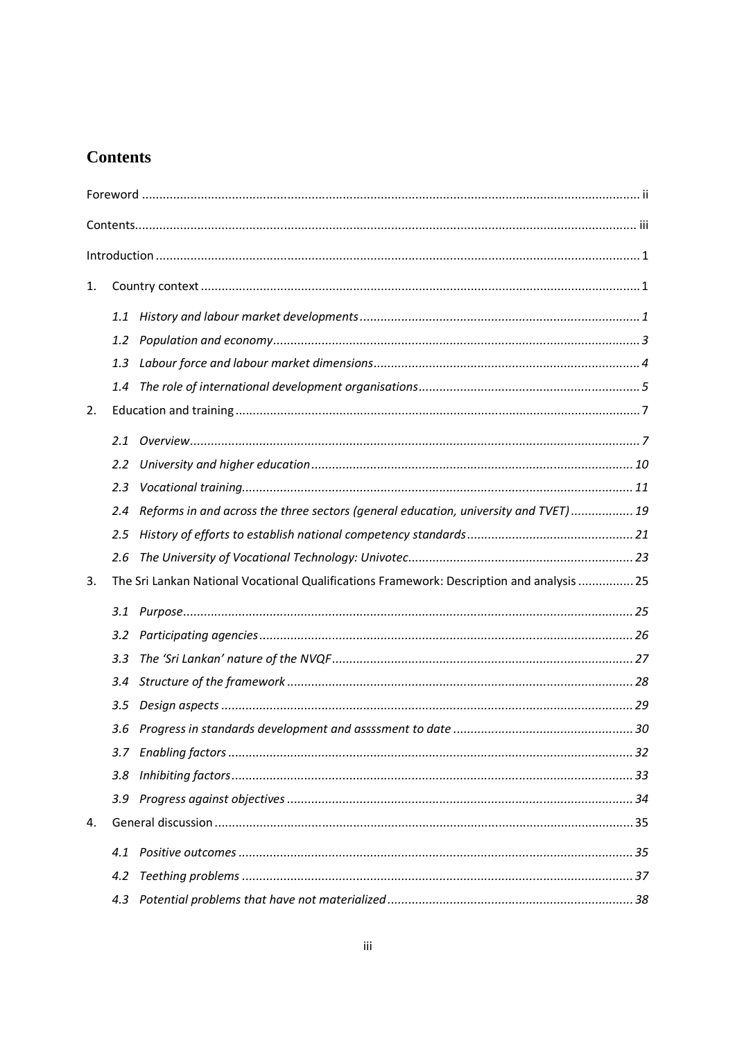# Contents

Foreword ..... ii

Contents ..... iii

Introduction ..... 1

1. Country context ..... 1
   - *1.1 History and labour market developments ..... 1*
   - *1.2 Population and economy ..... 3*
   - *1.3 Labour force and labour market dimensions ..... 4*
   - *1.4 The role of international development organisations ..... 5*
2. Education and training ..... 7
   - *2.1 Overview ..... 7*
   - *2.2 University and higher education ..... 10*
   - *2.3 Vocational training ..... 11*
   - *2.4 Reforms in and across the three sectors (general education, university and TVET) ..... 19*
   - *2.5 History of efforts to establish national competency standards ..... 21*
   - *2.6 The University of Vocational Technology: Univotec ..... 23*
3. The Sri Lankan National Vocational Qualifications Framework: Description and analysis ..... 25
   - *3.1 Purpose ..... 25*
   - *3.2 Participating agencies ..... 26*
   - *3.3 The 'Sri Lankan' nature of the NVQF ..... 27*
   - *3.4 Structure of the framework ..... 28*
   - *3.5 Design aspects ..... 29*
   - *3.6 Progress in standards development and assssment to date ..... 30*
   - *3.7 Enabling factors ..... 32*
   - *3.8 Inhibiting factors ..... 33*
   - *3.9 Progress against objectives ..... 34*
4. General discussion ..... 35
   - *4.1 Positive outcomes ..... 35*
   - *4.2 Teething problems ..... 37*
   - *4.3 Potential problems that have not materialized ..... 38*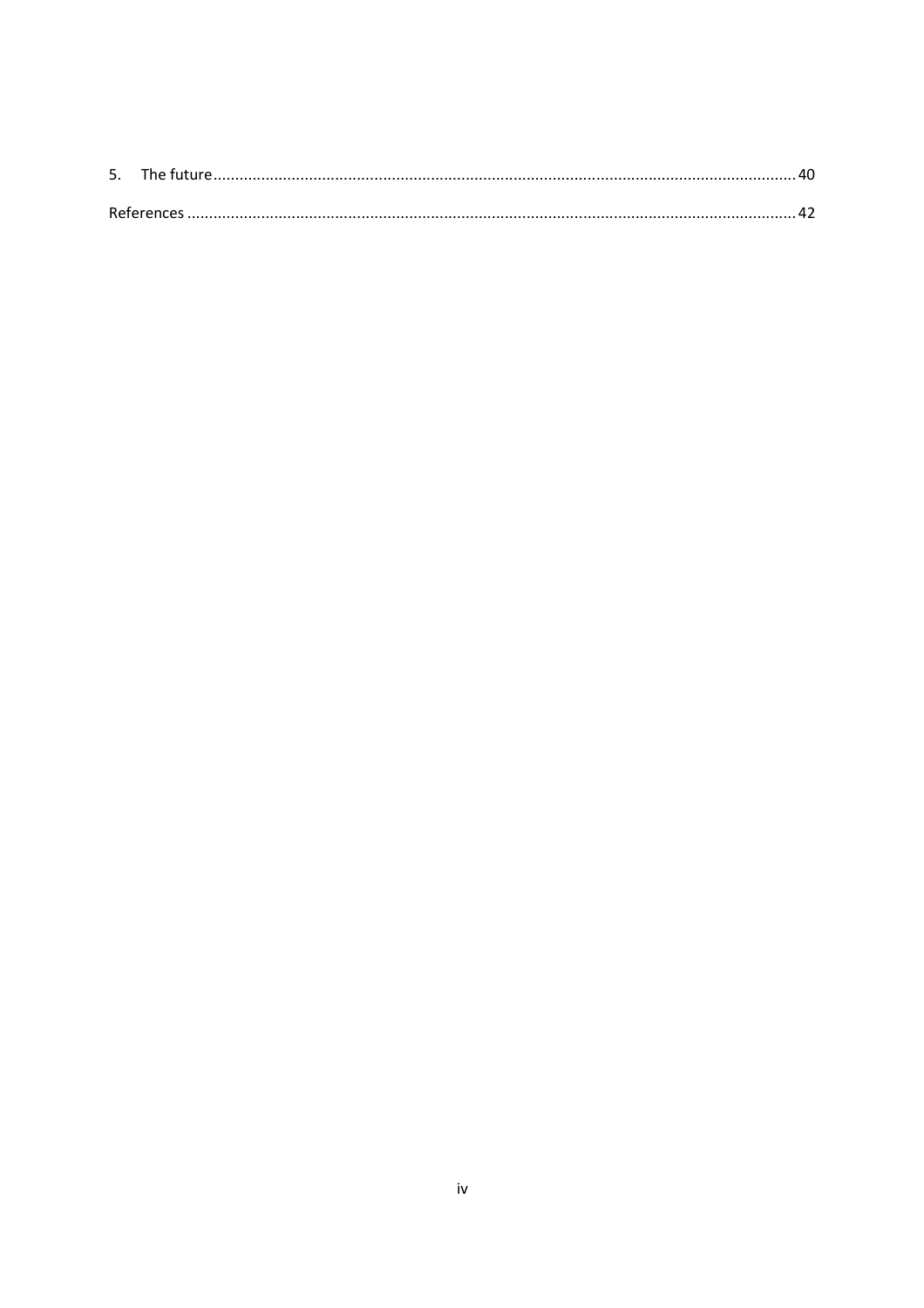5. The future .................................................................................................................................... 40

References ......................................................................................................................................... 42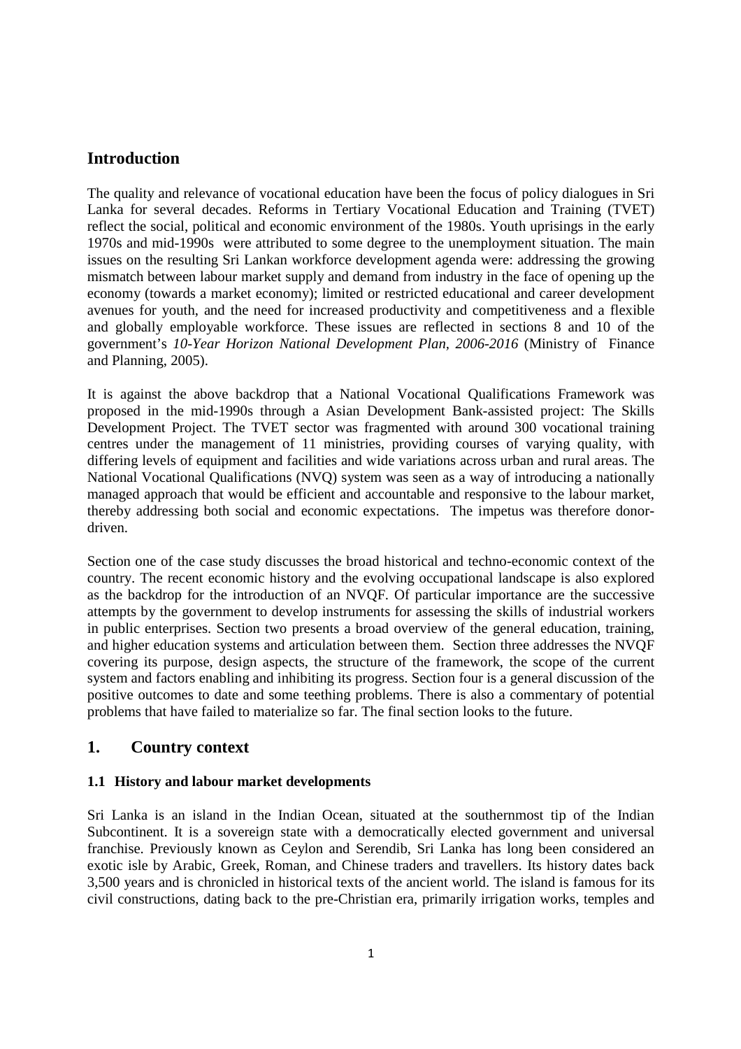## Introduction

The quality and relevance of vocational education have been the focus of policy dialogues in Sri Lanka for several decades. Reforms in Tertiary Vocational Education and Training (TVET) reflect the social, political and economic environment of the 1980s. Youth uprisings in the early 1970s and mid-1990s were attributed to some degree to the unemployment situation. The main issues on the resulting Sri Lankan workforce development agenda were: addressing the growing mismatch between labour market supply and demand from industry in the face of opening up the economy (towards a market economy); limited or restricted educational and career development avenues for youth, and the need for increased productivity and competitiveness and a flexible and globally employable workforce. These issues are reflected in sections 8 and 10 of the government's *10-Year Horizon National Development Plan, 2006-2016* (Ministry of Finance and Planning, 2005).

It is against the above backdrop that a National Vocational Qualifications Framework was proposed in the mid-1990s through a Asian Development Bank-assisted project: The Skills Development Project. The TVET sector was fragmented with around 300 vocational training centres under the management of 11 ministries, providing courses of varying quality, with differing levels of equipment and facilities and wide variations across urban and rural areas. The National Vocational Qualifications (NVQ) system was seen as a way of introducing a nationally managed approach that would be efficient and accountable and responsive to the labour market, thereby addressing both social and economic expectations. The impetus was therefore donor-driven.

Section one of the case study discusses the broad historical and techno-economic context of the country. The recent economic history and the evolving occupational landscape is also explored as the backdrop for the introduction of an NVQF. Of particular importance are the successive attempts by the government to develop instruments for assessing the skills of industrial workers in public enterprises. Section two presents a broad overview of the general education, training, and higher education systems and articulation between them. Section three addresses the NVQF covering its purpose, design aspects, the structure of the framework, the scope of the current system and factors enabling and inhibiting its progress. Section four is a general discussion of the positive outcomes to date and some teething problems. There is also a commentary of potential problems that have failed to materialize so far. The final section looks to the future.

## 1. Country context

### 1.1 History and labour market developments

Sri Lanka is an island in the Indian Ocean, situated at the southernmost tip of the Indian Subcontinent. It is a sovereign state with a democratically elected government and universal franchise. Previously known as Ceylon and Serendib, Sri Lanka has long been considered an exotic isle by Arabic, Greek, Roman, and Chinese traders and travellers. Its history dates back 3,500 years and is chronicled in historical texts of the ancient world. The island is famous for its civil constructions, dating back to the pre-Christian era, primarily irrigation works, temples and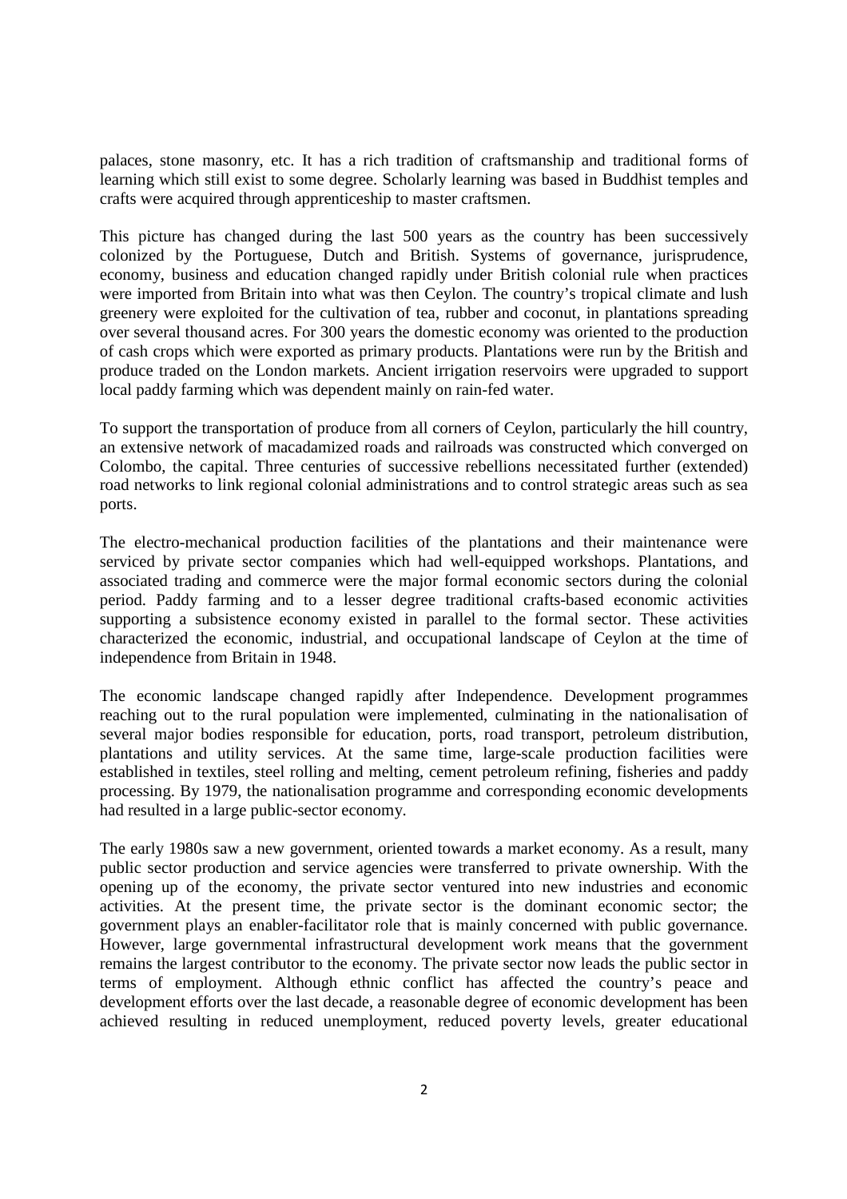palaces, stone masonry, etc. It has a rich tradition of craftsmanship and traditional forms of learning which still exist to some degree. Scholarly learning was based in Buddhist temples and crafts were acquired through apprenticeship to master craftsmen.

This picture has changed during the last 500 years as the country has been successively colonized by the Portuguese, Dutch and British. Systems of governance, jurisprudence, economy, business and education changed rapidly under British colonial rule when practices were imported from Britain into what was then Ceylon. The country's tropical climate and lush greenery were exploited for the cultivation of tea, rubber and coconut, in plantations spreading over several thousand acres. For 300 years the domestic economy was oriented to the production of cash crops which were exported as primary products. Plantations were run by the British and produce traded on the London markets. Ancient irrigation reservoirs were upgraded to support local paddy farming which was dependent mainly on rain-fed water.

To support the transportation of produce from all corners of Ceylon, particularly the hill country, an extensive network of macadamized roads and railroads was constructed which converged on Colombo, the capital. Three centuries of successive rebellions necessitated further (extended) road networks to link regional colonial administrations and to control strategic areas such as sea ports.

The electro-mechanical production facilities of the plantations and their maintenance were serviced by private sector companies which had well-equipped workshops. Plantations, and associated trading and commerce were the major formal economic sectors during the colonial period. Paddy farming and to a lesser degree traditional crafts-based economic activities supporting a subsistence economy existed in parallel to the formal sector. These activities characterized the economic, industrial, and occupational landscape of Ceylon at the time of independence from Britain in 1948.

The economic landscape changed rapidly after Independence. Development programmes reaching out to the rural population were implemented, culminating in the nationalisation of several major bodies responsible for education, ports, road transport, petroleum distribution, plantations and utility services. At the same time, large-scale production facilities were established in textiles, steel rolling and melting, cement petroleum refining, fisheries and paddy processing. By 1979, the nationalisation programme and corresponding economic developments had resulted in a large public-sector economy.

The early 1980s saw a new government, oriented towards a market economy. As a result, many public sector production and service agencies were transferred to private ownership. With the opening up of the economy, the private sector ventured into new industries and economic activities. At the present time, the private sector is the dominant economic sector; the government plays an enabler-facilitator role that is mainly concerned with public governance. However, large governmental infrastructural development work means that the government remains the largest contributor to the economy. The private sector now leads the public sector in terms of employment. Although ethnic conflict has affected the country's peace and development efforts over the last decade, a reasonable degree of economic development has been achieved resulting in reduced unemployment, reduced poverty levels, greater educational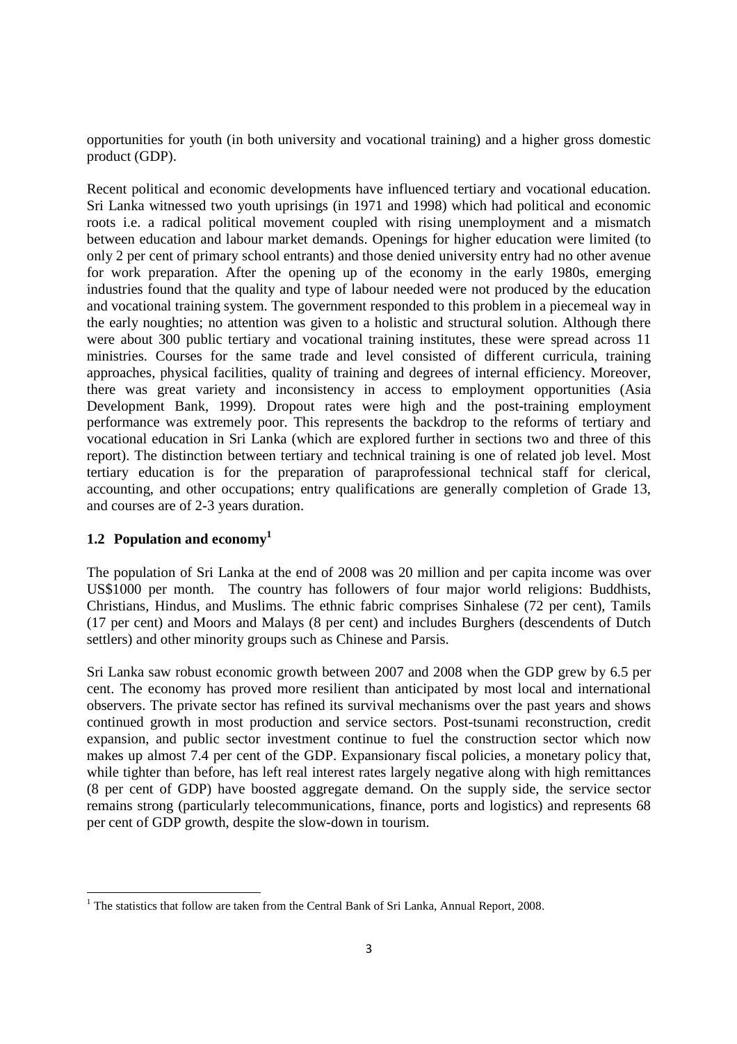opportunities for youth (in both university and vocational training) and a higher gross domestic product (GDP).

Recent political and economic developments have influenced tertiary and vocational education. Sri Lanka witnessed two youth uprisings (in 1971 and 1998) which had political and economic roots i.e. a radical political movement coupled with rising unemployment and a mismatch between education and labour market demands. Openings for higher education were limited (to only 2 per cent of primary school entrants) and those denied university entry had no other avenue for work preparation. After the opening up of the economy in the early 1980s, emerging industries found that the quality and type of labour needed were not produced by the education and vocational training system. The government responded to this problem in a piecemeal way in the early noughties; no attention was given to a holistic and structural solution. Although there were about 300 public tertiary and vocational training institutes, these were spread across 11 ministries. Courses for the same trade and level consisted of different curricula, training approaches, physical facilities, quality of training and degrees of internal efficiency. Moreover, there was great variety and inconsistency in access to employment opportunities (Asia Development Bank, 1999). Dropout rates were high and the post-training employment performance was extremely poor. This represents the backdrop to the reforms of tertiary and vocational education in Sri Lanka (which are explored further in sections two and three of this report). The distinction between tertiary and technical training is one of related job level. Most tertiary education is for the preparation of paraprofessional technical staff for clerical, accounting, and other occupations; entry qualifications are generally completion of Grade 13, and courses are of 2-3 years duration.

## 1.2 Population and economy[1]

The population of Sri Lanka at the end of 2008 was 20 million and per capita income was over US$1000 per month. The country has followers of four major world religions: Buddhists, Christians, Hindus, and Muslims. The ethnic fabric comprises Sinhalese (72 per cent), Tamils (17 per cent) and Moors and Malays (8 per cent) and includes Burghers (descendents of Dutch settlers) and other minority groups such as Chinese and Parsis.

Sri Lanka saw robust economic growth between 2007 and 2008 when the GDP grew by 6.5 per cent. The economy has proved more resilient than anticipated by most local and international observers. The private sector has refined its survival mechanisms over the past years and shows continued growth in most production and service sectors. Post-tsunami reconstruction, credit expansion, and public sector investment continue to fuel the construction sector which now makes up almost 7.4 per cent of the GDP. Expansionary fiscal policies, a monetary policy that, while tighter than before, has left real interest rates largely negative along with high remittances (8 per cent of GDP) have boosted aggregate demand. On the supply side, the service sector remains strong (particularly telecommunications, finance, ports and logistics) and represents 68 per cent of GDP growth, despite the slow-down in tourism.

[1] The statistics that follow are taken from the Central Bank of Sri Lanka, Annual Report, 2008.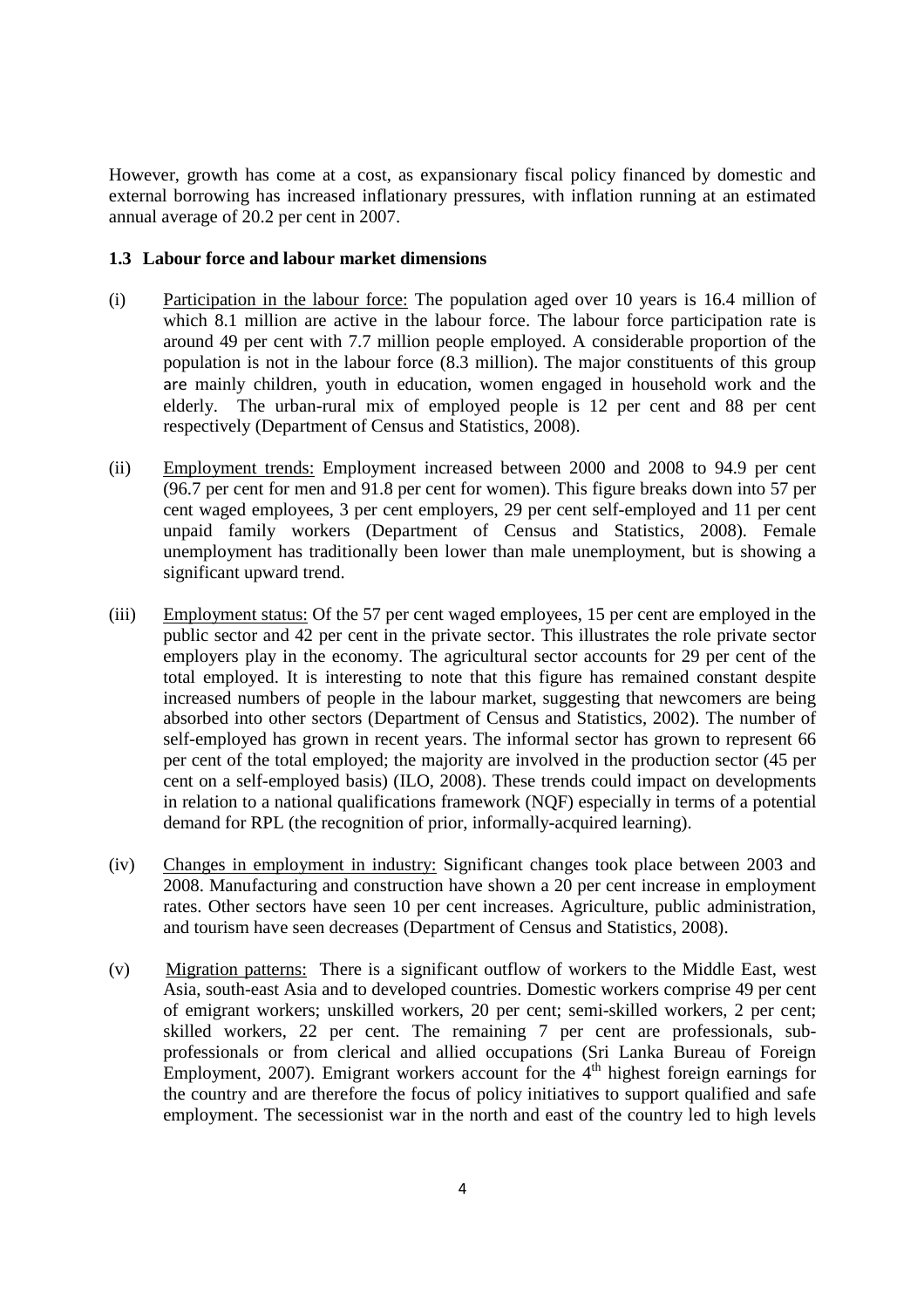However, growth has come at a cost, as expansionary fiscal policy financed by domestic and external borrowing has increased inflationary pressures, with inflation running at an estimated annual average of 20.2 per cent in 2007.

### 1.3 Labour force and labour market dimensions

(i) Participation in the labour force: The population aged over 10 years is 16.4 million of which 8.1 million are active in the labour force. The labour force participation rate is around 49 per cent with 7.7 million people employed. A considerable proportion of the population is not in the labour force (8.3 million). The major constituents of this group are mainly children, youth in education, women engaged in household work and the elderly. The urban-rural mix of employed people is 12 per cent and 88 per cent respectively (Department of Census and Statistics, 2008).

(ii) Employment trends: Employment increased between 2000 and 2008 to 94.9 per cent (96.7 per cent for men and 91.8 per cent for women). This figure breaks down into 57 per cent waged employees, 3 per cent employers, 29 per cent self-employed and 11 per cent unpaid family workers (Department of Census and Statistics, 2008). Female unemployment has traditionally been lower than male unemployment, but is showing a significant upward trend.

(iii) Employment status: Of the 57 per cent waged employees, 15 per cent are employed in the public sector and 42 per cent in the private sector. This illustrates the role private sector employers play in the economy. The agricultural sector accounts for 29 per cent of the total employed. It is interesting to note that this figure has remained constant despite increased numbers of people in the labour market, suggesting that newcomers are being absorbed into other sectors (Department of Census and Statistics, 2002). The number of self-employed has grown in recent years. The informal sector has grown to represent 66 per cent of the total employed; the majority are involved in the production sector (45 per cent on a self-employed basis) (ILO, 2008). These trends could impact on developments in relation to a national qualifications framework (NQF) especially in terms of a potential demand for RPL (the recognition of prior, informally-acquired learning).

(iv) Changes in employment in industry: Significant changes took place between 2003 and 2008. Manufacturing and construction have shown a 20 per cent increase in employment rates. Other sectors have seen 10 per cent increases. Agriculture, public administration, and tourism have seen decreases (Department of Census and Statistics, 2008).

(v) Migration patterns: There is a significant outflow of workers to the Middle East, west Asia, south-east Asia and to developed countries. Domestic workers comprise 49 per cent of emigrant workers; unskilled workers, 20 per cent; semi-skilled workers, 2 per cent; skilled workers, 22 per cent. The remaining 7 per cent are professionals, sub-professionals or from clerical and allied occupations (Sri Lanka Bureau of Foreign Employment, 2007). Emigrant workers account for the 4th highest foreign earnings for the country and are therefore the focus of policy initiatives to support qualified and safe employment. The secessionist war in the north and east of the country led to high levels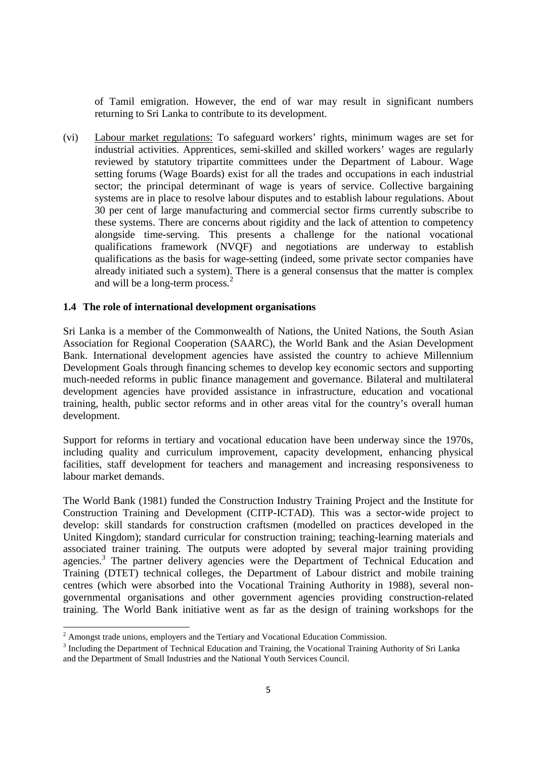of Tamil emigration. However, the end of war may result in significant numbers returning to Sri Lanka to contribute to its development.

(vi) Labour market regulations: To safeguard workers' rights, minimum wages are set for industrial activities. Apprentices, semi-skilled and skilled workers' wages are regularly reviewed by statutory tripartite committees under the Department of Labour. Wage setting forums (Wage Boards) exist for all the trades and occupations in each industrial sector; the principal determinant of wage is years of service. Collective bargaining systems are in place to resolve labour disputes and to establish labour regulations. About 30 per cent of large manufacturing and commercial sector firms currently subscribe to these systems. There are concerns about rigidity and the lack of attention to competency alongside time-serving. This presents a challenge for the national vocational qualifications framework (NVQF) and negotiations are underway to establish qualifications as the basis for wage-setting (indeed, some private sector companies have already initiated such a system). There is a general consensus that the matter is complex and will be a long-term process.[2]

### 1.4 The role of international development organisations

Sri Lanka is a member of the Commonwealth of Nations, the United Nations, the South Asian Association for Regional Cooperation (SAARC), the World Bank and the Asian Development Bank. International development agencies have assisted the country to achieve Millennium Development Goals through financing schemes to develop key economic sectors and supporting much-needed reforms in public finance management and governance. Bilateral and multilateral development agencies have provided assistance in infrastructure, education and vocational training, health, public sector reforms and in other areas vital for the country's overall human development.

Support for reforms in tertiary and vocational education have been underway since the 1970s, including quality and curriculum improvement, capacity development, enhancing physical facilities, staff development for teachers and management and increasing responsiveness to labour market demands.

The World Bank (1981) funded the Construction Industry Training Project and the Institute for Construction Training and Development (CITP-ICTAD). This was a sector-wide project to develop: skill standards for construction craftsmen (modelled on practices developed in the United Kingdom); standard curricular for construction training; teaching-learning materials and associated trainer training. The outputs were adopted by several major training providing agencies.[3] The partner delivery agencies were the Department of Technical Education and Training (DTET) technical colleges, the Department of Labour district and mobile training centres (which were absorbed into the Vocational Training Authority in 1988), several non-governmental organisations and other government agencies providing construction-related training. The World Bank initiative went as far as the design of training workshops for the

---

[2] Amongst trade unions, employers and the Tertiary and Vocational Education Commission.

[3] Including the Department of Technical Education and Training, the Vocational Training Authority of Sri Lanka and the Department of Small Industries and the National Youth Services Council.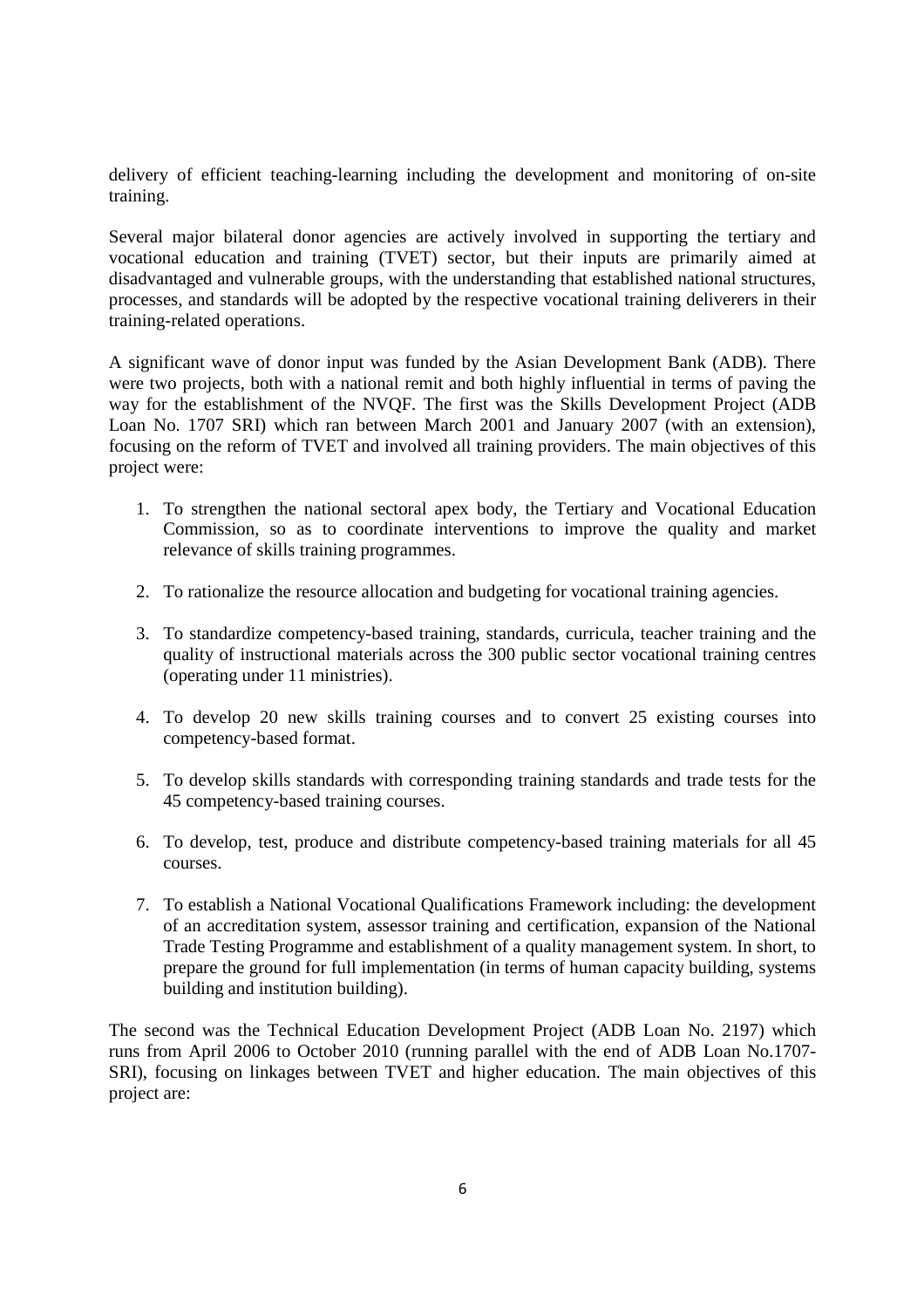delivery of efficient teaching-learning including the development and monitoring of on-site training.

Several major bilateral donor agencies are actively involved in supporting the tertiary and vocational education and training (TVET) sector, but their inputs are primarily aimed at disadvantaged and vulnerable groups, with the understanding that established national structures, processes, and standards will be adopted by the respective vocational training deliverers in their training-related operations.

A significant wave of donor input was funded by the Asian Development Bank (ADB). There were two projects, both with a national remit and both highly influential in terms of paving the way for the establishment of the NVQF. The first was the Skills Development Project (ADB Loan No. 1707 SRI) which ran between March 2001 and January 2007 (with an extension), focusing on the reform of TVET and involved all training providers. The main objectives of this project were:

1. To strengthen the national sectoral apex body, the Tertiary and Vocational Education Commission, so as to coordinate interventions to improve the quality and market relevance of skills training programmes.
2. To rationalize the resource allocation and budgeting for vocational training agencies.
3. To standardize competency-based training, standards, curricula, teacher training and the quality of instructional materials across the 300 public sector vocational training centres (operating under 11 ministries).
4. To develop 20 new skills training courses and to convert 25 existing courses into competency-based format.
5. To develop skills standards with corresponding training standards and trade tests for the 45 competency-based training courses.
6. To develop, test, produce and distribute competency-based training materials for all 45 courses.
7. To establish a National Vocational Qualifications Framework including: the development of an accreditation system, assessor training and certification, expansion of the National Trade Testing Programme and establishment of a quality management system. In short, to prepare the ground for full implementation (in terms of human capacity building, systems building and institution building).

The second was the Technical Education Development Project (ADB Loan No. 2197) which runs from April 2006 to October 2010 (running parallel with the end of ADB Loan No.1707-SRI), focusing on linkages between TVET and higher education. The main objectives of this project are: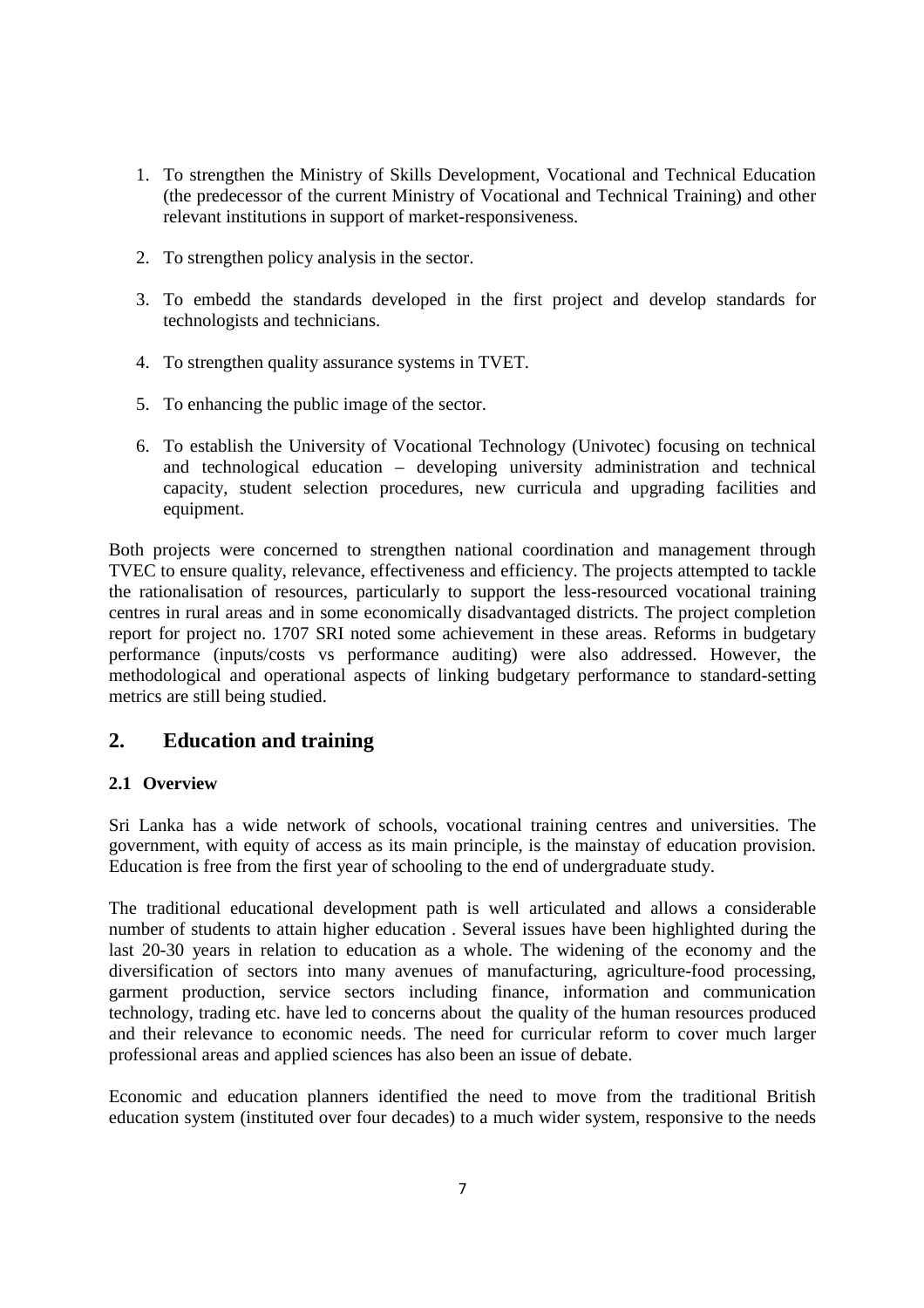1. To strengthen the Ministry of Skills Development, Vocational and Technical Education (the predecessor of the current Ministry of Vocational and Technical Training) and other relevant institutions in support of market-responsiveness.

2. To strengthen policy analysis in the sector.

3. To embedd the standards developed in the first project and develop standards for technologists and technicians.

4. To strengthen quality assurance systems in TVET.

5. To enhancing the public image of the sector.

6. To establish the University of Vocational Technology (Univotec) focusing on technical and technological education – developing university administration and technical capacity, student selection procedures, new curricula and upgrading facilities and equipment.

Both projects were concerned to strengthen national coordination and management through TVEC to ensure quality, relevance, effectiveness and efficiency. The projects attempted to tackle the rationalisation of resources, particularly to support the less-resourced vocational training centres in rural areas and in some economically disadvantaged districts. The project completion report for project no. 1707 SRI noted some achievement in these areas. Reforms in budgetary performance (inputs/costs vs performance auditing) were also addressed. However, the methodological and operational aspects of linking budgetary performance to standard-setting metrics are still being studied.

## 2. Education and training

### 2.1 Overview

Sri Lanka has a wide network of schools, vocational training centres and universities. The government, with equity of access as its main principle, is the mainstay of education provision. Education is free from the first year of schooling to the end of undergraduate study.

The traditional educational development path is well articulated and allows a considerable number of students to attain higher education . Several issues have been highlighted during the last 20-30 years in relation to education as a whole. The widening of the economy and the diversification of sectors into many avenues of manufacturing, agriculture-food processing, garment production, service sectors including finance, information and communication technology, trading etc. have led to concerns about the quality of the human resources produced and their relevance to economic needs. The need for curricular reform to cover much larger professional areas and applied sciences has also been an issue of debate.

Economic and education planners identified the need to move from the traditional British education system (instituted over four decades) to a much wider system, responsive to the needs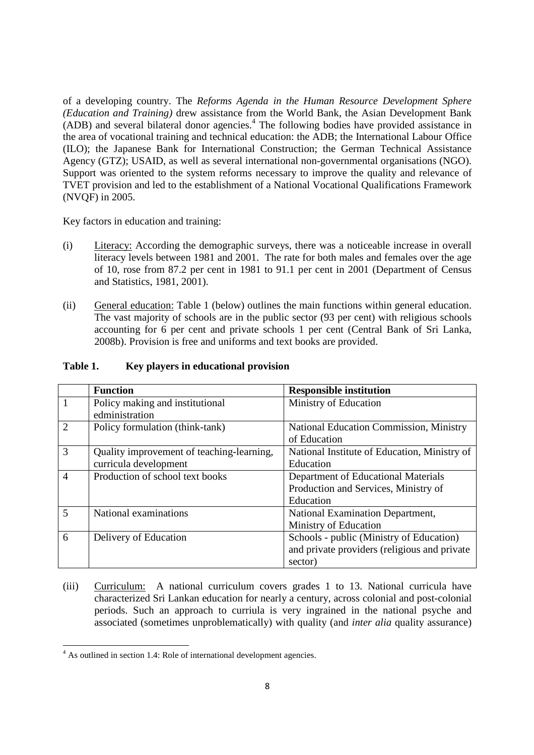of a developing country. The *Reforms Agenda in the Human Resource Development Sphere (Education and Training)* drew assistance from the World Bank, the Asian Development Bank (ADB) and several bilateral donor agencies.[4] The following bodies have provided assistance in the area of vocational training and technical education: the ADB; the International Labour Office (ILO); the Japanese Bank for International Construction; the German Technical Assistance Agency (GTZ); USAID, as well as several international non-governmental organisations (NGO). Support was oriented to the system reforms necessary to improve the quality and relevance of TVET provision and led to the establishment of a National Vocational Qualifications Framework (NVQF) in 2005.

Key factors in education and training:

(i) Literacy: According the demographic surveys, there was a noticeable increase in overall literacy levels between 1981 and 2001. The rate for both males and females over the age of 10, rose from 87.2 per cent in 1981 to 91.1 per cent in 2001 (Department of Census and Statistics, 1981, 2001).

(ii) General education: Table 1 (below) outlines the main functions within general education. The vast majority of schools are in the public sector (93 per cent) with religious schools accounting for 6 per cent and private schools 1 per cent (Central Bank of Sri Lanka, 2008b). Provision is free and uniforms and text books are provided.

**Table 1. Key players in educational provision**

| | **Function** | **Responsible institution** |
|---|---|---|
| 1 | Policy making and institutional edministration | Ministry of Education |
| 2 | Policy formulation (think-tank) | National Education Commission, Ministry of Education |
| 3 | Quality improvement of teaching-learning, curricula development | National Institute of Education, Ministry of Education |
| 4 | Production of school text books | Department of Educational Materials Production and Services, Ministry of Education |
| 5 | National examinations | National Examination Department, Ministry of Education |
| 6 | Delivery of Education | Schools - public (Ministry of Education) and private providers (religious and private sector) |

(iii) Curriculum: A national curriculum covers grades 1 to 13. National curricula have characterized Sri Lankan education for nearly a century, across colonial and post-colonial periods. Such an approach to curriula is very ingrained in the national psyche and associated (sometimes unproblematically) with quality (and *inter alia* quality assurance)

[4] As outlined in section 1.4: Role of international development agencies.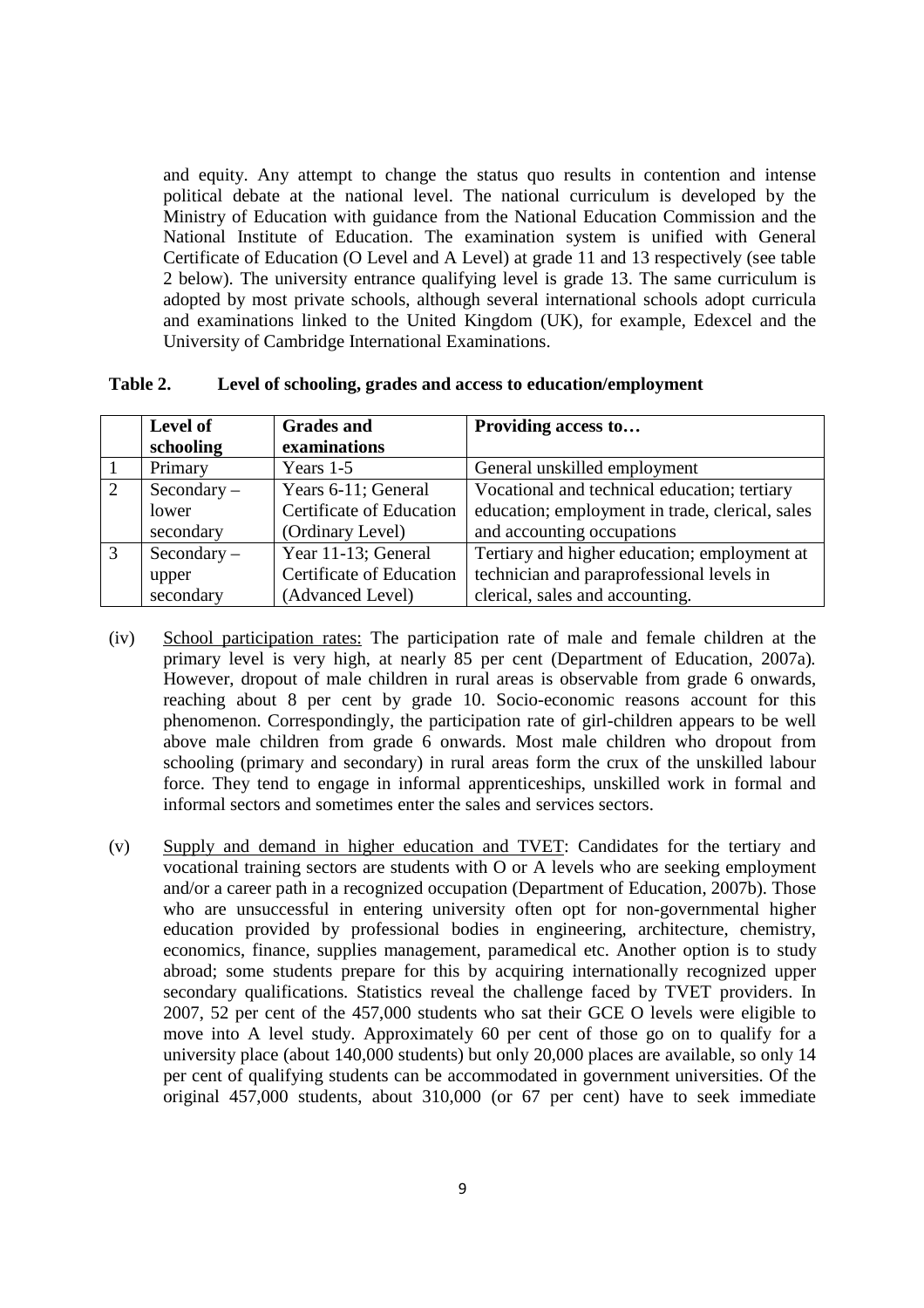and equity. Any attempt to change the status quo results in contention and intense political debate at the national level. The national curriculum is developed by the Ministry of Education with guidance from the National Education Commission and the National Institute of Education. The examination system is unified with General Certificate of Education (O Level and A Level) at grade 11 and 13 respectively (see table 2 below). The university entrance qualifying level is grade 13. The same curriculum is adopted by most private schools, although several international schools adopt curricula and examinations linked to the United Kingdom (UK), for example, Edexcel and the University of Cambridge International Examinations.

**Table 2. Level of schooling, grades and access to education/employment**

| | Level of schooling | Grades and examinations | Providing access to… |
|---|---|---|---|
| 1 | Primary | Years 1-5 | General unskilled employment |
| 2 | Secondary – lower secondary | Years 6-11; General Certificate of Education (Ordinary Level) | Vocational and technical education; tertiary education; employment in trade, clerical, sales and accounting occupations |
| 3 | Secondary – upper secondary | Year 11-13; General Certificate of Education (Advanced Level) | Tertiary and higher education; employment at technician and paraprofessional levels in clerical, sales and accounting. |

(iv) School participation rates: The participation rate of male and female children at the primary level is very high, at nearly 85 per cent (Department of Education, 2007a). However, dropout of male children in rural areas is observable from grade 6 onwards, reaching about 8 per cent by grade 10. Socio-economic reasons account for this phenomenon. Correspondingly, the participation rate of girl-children appears to be well above male children from grade 6 onwards. Most male children who dropout from schooling (primary and secondary) in rural areas form the crux of the unskilled labour force. They tend to engage in informal apprenticeships, unskilled work in formal and informal sectors and sometimes enter the sales and services sectors.

(v) Supply and demand in higher education and TVET: Candidates for the tertiary and vocational training sectors are students with O or A levels who are seeking employment and/or a career path in a recognized occupation (Department of Education, 2007b). Those who are unsuccessful in entering university often opt for non-governmental higher education provided by professional bodies in engineering, architecture, chemistry, economics, finance, supplies management, paramedical etc. Another option is to study abroad; some students prepare for this by acquiring internationally recognized upper secondary qualifications. Statistics reveal the challenge faced by TVET providers. In 2007, 52 per cent of the 457,000 students who sat their GCE O levels were eligible to move into A level study. Approximately 60 per cent of those go on to qualify for a university place (about 140,000 students) but only 20,000 places are available, so only 14 per cent of qualifying students can be accommodated in government universities. Of the original 457,000 students, about 310,000 (or 67 per cent) have to seek immediate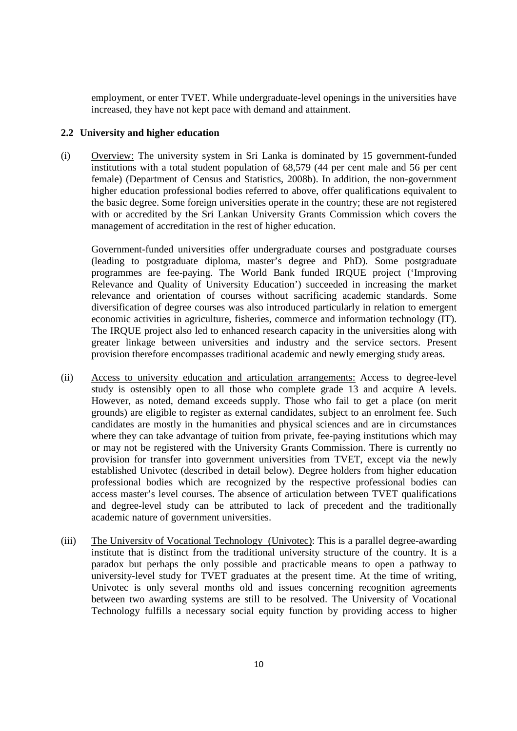employment, or enter TVET. While undergraduate-level openings in the universities have increased, they have not kept pace with demand and attainment.

### 2.2 University and higher education

(i) Overview: The university system in Sri Lanka is dominated by 15 government-funded institutions with a total student population of 68,579 (44 per cent male and 56 per cent female) (Department of Census and Statistics, 2008b). In addition, the non-government higher education professional bodies referred to above, offer qualifications equivalent to the basic degree. Some foreign universities operate in the country; these are not registered with or accredited by the Sri Lankan University Grants Commission which covers the management of accreditation in the rest of higher education.

Government-funded universities offer undergraduate courses and postgraduate courses (leading to postgraduate diploma, master's degree and PhD). Some postgraduate programmes are fee-paying. The World Bank funded IRQUE project ('Improving Relevance and Quality of University Education') succeeded in increasing the market relevance and orientation of courses without sacrificing academic standards. Some diversification of degree courses was also introduced particularly in relation to emergent economic activities in agriculture, fisheries, commerce and information technology (IT). The IRQUE project also led to enhanced research capacity in the universities along with greater linkage between universities and industry and the service sectors. Present provision therefore encompasses traditional academic and newly emerging study areas.

(ii) Access to university education and articulation arrangements: Access to degree-level study is ostensibly open to all those who complete grade 13 and acquire A levels. However, as noted, demand exceeds supply. Those who fail to get a place (on merit grounds) are eligible to register as external candidates, subject to an enrolment fee. Such candidates are mostly in the humanities and physical sciences and are in circumstances where they can take advantage of tuition from private, fee-paying institutions which may or may not be registered with the University Grants Commission. There is currently no provision for transfer into government universities from TVET, except via the newly established Univotec (described in detail below). Degree holders from higher education professional bodies which are recognized by the respective professional bodies can access master's level courses. The absence of articulation between TVET qualifications and degree-level study can be attributed to lack of precedent and the traditionally academic nature of government universities.

(iii) The University of Vocational Technology (Univotec): This is a parallel degree-awarding institute that is distinct from the traditional university structure of the country. It is a paradox but perhaps the only possible and practicable means to open a pathway to university-level study for TVET graduates at the present time. At the time of writing, Univotec is only several months old and issues concerning recognition agreements between two awarding systems are still to be resolved. The University of Vocational Technology fulfills a necessary social equity function by providing access to higher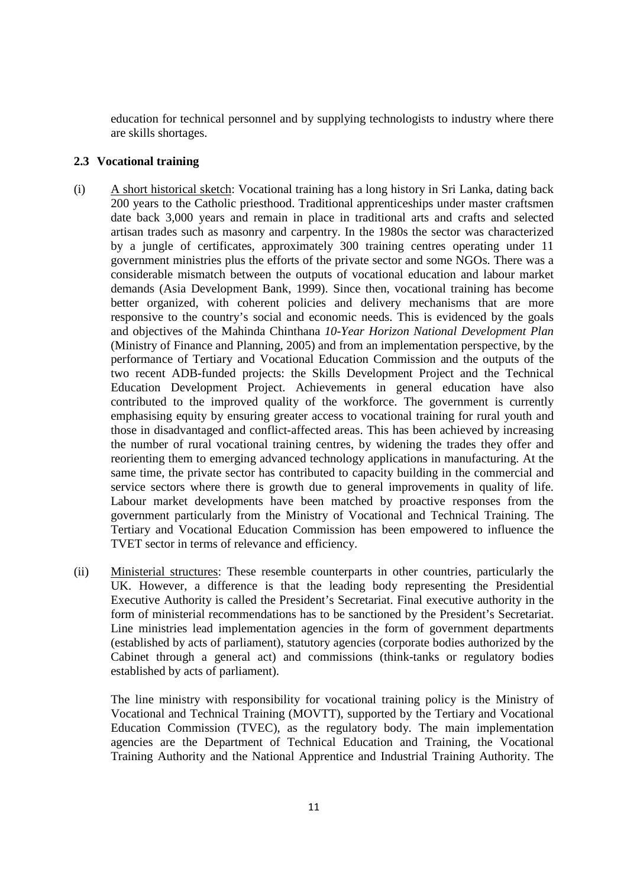education for technical personnel and by supplying technologists to industry where there are skills shortages.

### 2.3 Vocational training

(i) A short historical sketch: Vocational training has a long history in Sri Lanka, dating back 200 years to the Catholic priesthood. Traditional apprenticeships under master craftsmen date back 3,000 years and remain in place in traditional arts and crafts and selected artisan trades such as masonry and carpentry. In the 1980s the sector was characterized by a jungle of certificates, approximately 300 training centres operating under 11 government ministries plus the efforts of the private sector and some NGOs. There was a considerable mismatch between the outputs of vocational education and labour market demands (Asia Development Bank, 1999). Since then, vocational training has become better organized, with coherent policies and delivery mechanisms that are more responsive to the country's social and economic needs. This is evidenced by the goals and objectives of the Mahinda Chinthana *10-Year Horizon National Development Plan* (Ministry of Finance and Planning, 2005) and from an implementation perspective, by the performance of Tertiary and Vocational Education Commission and the outputs of the two recent ADB-funded projects: the Skills Development Project and the Technical Education Development Project. Achievements in general education have also contributed to the improved quality of the workforce. The government is currently emphasising equity by ensuring greater access to vocational training for rural youth and those in disadvantaged and conflict-affected areas. This has been achieved by increasing the number of rural vocational training centres, by widening the trades they offer and reorienting them to emerging advanced technology applications in manufacturing. At the same time, the private sector has contributed to capacity building in the commercial and service sectors where there is growth due to general improvements in quality of life. Labour market developments have been matched by proactive responses from the government particularly from the Ministry of Vocational and Technical Training. The Tertiary and Vocational Education Commission has been empowered to influence the TVET sector in terms of relevance and efficiency.

(ii) Ministerial structures: These resemble counterparts in other countries, particularly the UK. However, a difference is that the leading body representing the Presidential Executive Authority is called the President's Secretariat. Final executive authority in the form of ministerial recommendations has to be sanctioned by the President's Secretariat. Line ministries lead implementation agencies in the form of government departments (established by acts of parliament), statutory agencies (corporate bodies authorized by the Cabinet through a general act) and commissions (think-tanks or regulatory bodies established by acts of parliament).

The line ministry with responsibility for vocational training policy is the Ministry of Vocational and Technical Training (MOVTT), supported by the Tertiary and Vocational Education Commission (TVEC), as the regulatory body. The main implementation agencies are the Department of Technical Education and Training, the Vocational Training Authority and the National Apprentice and Industrial Training Authority. The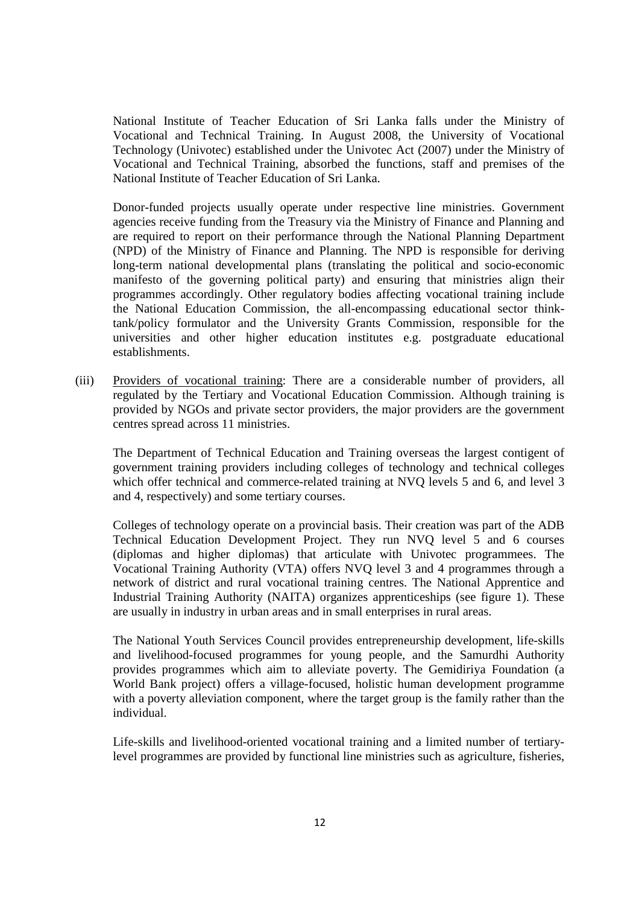National Institute of Teacher Education of Sri Lanka falls under the Ministry of Vocational and Technical Training. In August 2008, the University of Vocational Technology (Univotec) established under the Univotec Act (2007) under the Ministry of Vocational and Technical Training, absorbed the functions, staff and premises of the National Institute of Teacher Education of Sri Lanka.

Donor-funded projects usually operate under respective line ministries. Government agencies receive funding from the Treasury via the Ministry of Finance and Planning and are required to report on their performance through the National Planning Department (NPD) of the Ministry of Finance and Planning. The NPD is responsible for deriving long-term national developmental plans (translating the political and socio-economic manifesto of the governing political party) and ensuring that ministries align their programmes accordingly. Other regulatory bodies affecting vocational training include the National Education Commission, the all-encompassing educational sector think-tank/policy formulator and the University Grants Commission, responsible for the universities and other higher education institutes e.g. postgraduate educational establishments.

(iii) Providers of vocational training: There are a considerable number of providers, all regulated by the Tertiary and Vocational Education Commission. Although training is provided by NGOs and private sector providers, the major providers are the government centres spread across 11 ministries.

The Department of Technical Education and Training overseas the largest contigent of government training providers including colleges of technology and technical colleges which offer technical and commerce-related training at NVQ levels 5 and 6, and level 3 and 4, respectively) and some tertiary courses.

Colleges of technology operate on a provincial basis. Their creation was part of the ADB Technical Education Development Project. They run NVQ level 5 and 6 courses (diplomas and higher diplomas) that articulate with Univotec programmees. The Vocational Training Authority (VTA) offers NVQ level 3 and 4 programmes through a network of district and rural vocational training centres. The National Apprentice and Industrial Training Authority (NAITA) organizes apprenticeships (see figure 1). These are usually in industry in urban areas and in small enterprises in rural areas.

The National Youth Services Council provides entrepreneurship development, life-skills and livelihood-focused programmes for young people, and the Samurdhi Authority provides programmes which aim to alleviate poverty. The Gemidiriya Foundation (a World Bank project) offers a village-focused, holistic human development programme with a poverty alleviation component, where the target group is the family rather than the individual.

Life-skills and livelihood-oriented vocational training and a limited number of tertiary-level programmes are provided by functional line ministries such as agriculture, fisheries,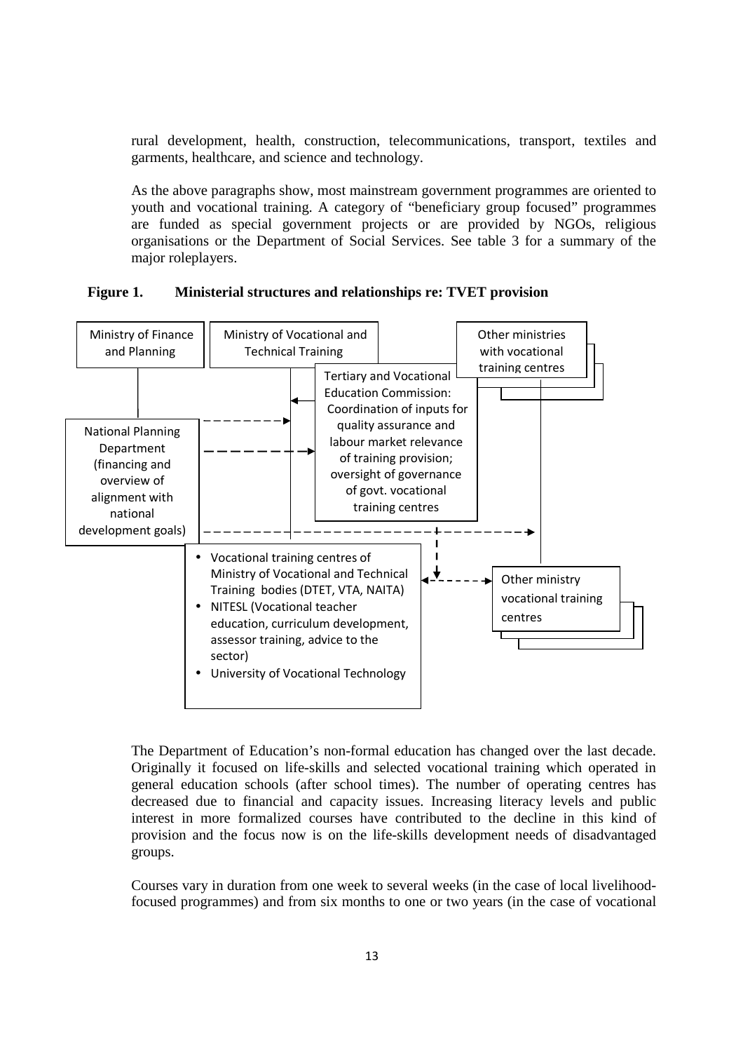rural development, health, construction, telecommunications, transport, textiles and garments, healthcare, and science and technology.

As the above paragraphs show, most mainstream government programmes are oriented to youth and vocational training. A category of "beneficiary group focused" programmes are funded as special government projects or are provided by NGOs, religious organisations or the Department of Social Services. See table 3 for a summary of the major roleplayers.

**Figure 1. Ministerial structures and relationships re: TVET provision**

Ministry of Finance and Planning

Ministry of Vocational and Technical Training

Other ministries with vocational training centres

Tertiary and Vocational Education Commission: Coordination of inputs for quality assurance and labour market relevance of training provision; oversight of governance of govt. vocational training centres

National Planning Department (financing and overview of alignment with national development goals)

- Vocational training centres of Ministry of Vocational and Technical Training bodies (DTET, VTA, NAITA)
- NITESL (Vocational teacher education, curriculum development, assessor training, advice to the sector)
- University of Vocational Technology

Other ministry vocational training centres

The Department of Education's non-formal education has changed over the last decade. Originally it focused on life-skills and selected vocational training which operated in general education schools (after school times). The number of operating centres has decreased due to financial and capacity issues. Increasing literacy levels and public interest in more formalized courses have contributed to the decline in this kind of provision and the focus now is on the life-skills development needs of disadvantaged groups.

Courses vary in duration from one week to several weeks (in the case of local livelihood-focused programmes) and from six months to one or two years (in the case of vocational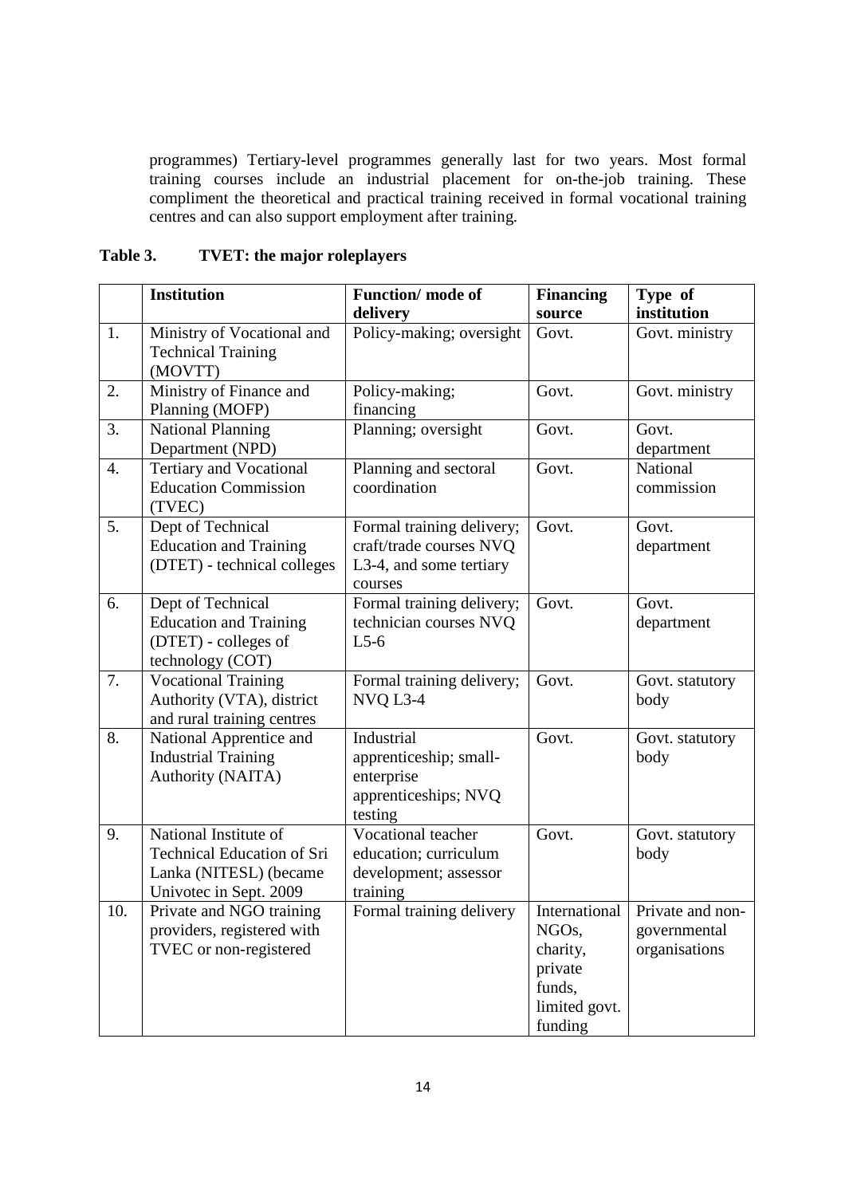programmes) Tertiary-level programmes generally last for two years. Most formal training courses include an industrial placement for on-the-job training. These compliment the theoretical and practical training received in formal vocational training centres and can also support employment after training.

**Table 3. TVET: the major roleplayers**

| | Institution | Function/ mode of delivery | Financing source | Type of institution |
|---|---|---|---|---|
| 1. | Ministry of Vocational and Technical Training (MOVTT) | Policy-making; oversight | Govt. | Govt. ministry |
| 2. | Ministry of Finance and Planning (MOFP) | Policy-making; financing | Govt. | Govt. ministry |
| 3. | National Planning Department (NPD) | Planning; oversight | Govt. | Govt. department |
| 4. | Tertiary and Vocational Education Commission (TVEC) | Planning and sectoral coordination | Govt. | National commission |
| 5. | Dept of Technical Education and Training (DTET) - technical colleges | Formal training delivery; craft/trade courses NVQ L3-4, and some tertiary courses | Govt. | Govt. department |
| 6. | Dept of Technical Education and Training (DTET) - colleges of technology (COT) | Formal training delivery; technician courses NVQ L5-6 | Govt. | Govt. department |
| 7. | Vocational Training Authority (VTA), district and rural training centres | Formal training delivery; NVQ L3-4 | Govt. | Govt. statutory body |
| 8. | National Apprentice and Industrial Training Authority (NAITA) | Industrial apprenticeship; small-enterprise apprenticeships; NVQ testing | Govt. | Govt. statutory body |
| 9. | National Institute of Technical Education of Sri Lanka (NITESL) (became Univotec in Sept. 2009 | Vocational teacher education; curriculum development; assessor training | Govt. | Govt. statutory body |
| 10. | Private and NGO training providers, registered with TVEC or non-registered | Formal training delivery | International NGOs, charity, private funds, limited govt. funding | Private and non-governmental organisations |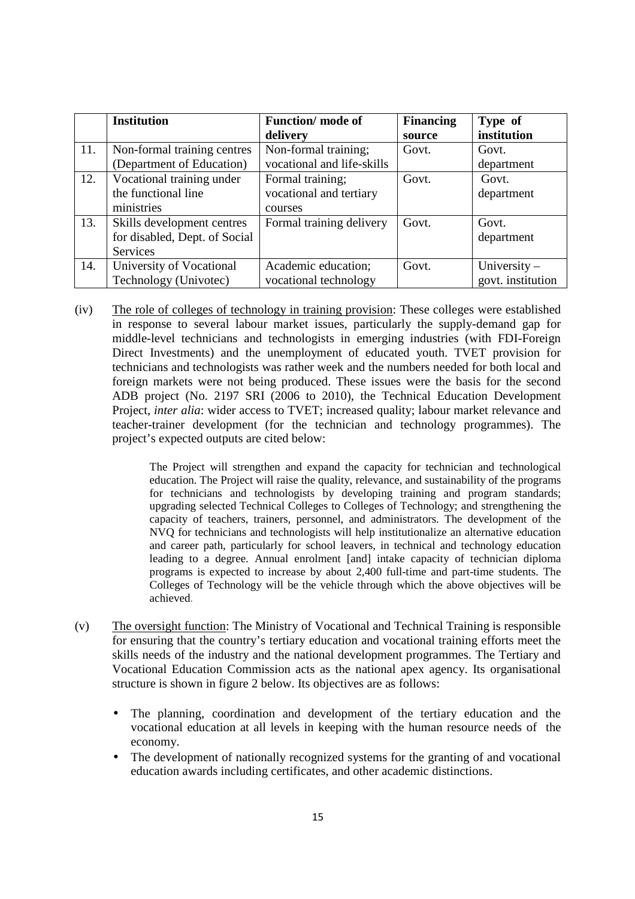| | Institution | Function/ mode of delivery | Financing source | Type of institution |
|---|---|---|---|---|
| 11. | Non-formal training centres (Department of Education) | Non-formal training; vocational and life-skills | Govt. | Govt. department |
| 12. | Vocational training under the functional line ministries | Formal training; vocational and tertiary courses | Govt. | Govt. department |
| 13. | Skills development centres for disabled, Dept. of Social Services | Formal training delivery | Govt. | Govt. department |
| 14. | University of Vocational Technology (Univotec) | Academic education; vocational technology | Govt. | University – govt. institution |

(iv) The role of colleges of technology in training provision: These colleges were established in response to several labour market issues, particularly the supply-demand gap for middle-level technicians and technologists in emerging industries (with FDI-Foreign Direct Investments) and the unemployment of educated youth. TVET provision for technicians and technologists was rather week and the numbers needed for both local and foreign markets were not being produced. These issues were the basis for the second ADB project (No. 2197 SRI (2006 to 2010), the Technical Education Development Project, *inter alia*: wider access to TVET; increased quality; labour market relevance and teacher-trainer development (for the technician and technology programmes). The project's expected outputs are cited below:

> The Project will strengthen and expand the capacity for technician and technological education. The Project will raise the quality, relevance, and sustainability of the programs for technicians and technologists by developing training and program standards; upgrading selected Technical Colleges to Colleges of Technology; and strengthening the capacity of teachers, trainers, personnel, and administrators. The development of the NVQ for technicians and technologists will help institutionalize an alternative education and career path, particularly for school leavers, in technical and technology education leading to a degree. Annual enrolment [and] intake capacity of technician diploma programs is expected to increase by about 2,400 full-time and part-time students. The Colleges of Technology will be the vehicle through which the above objectives will be achieved.

(v) The oversight function: The Ministry of Vocational and Technical Training is responsible for ensuring that the country's tertiary education and vocational training efforts meet the skills needs of the industry and the national development programmes. The Tertiary and Vocational Education Commission acts as the national apex agency. Its organisational structure is shown in figure 2 below. Its objectives are as follows:

- The planning, coordination and development of the tertiary education and the vocational education at all levels in keeping with the human resource needs of the economy.
- The development of nationally recognized systems for the granting of and vocational education awards including certificates, and other academic distinctions.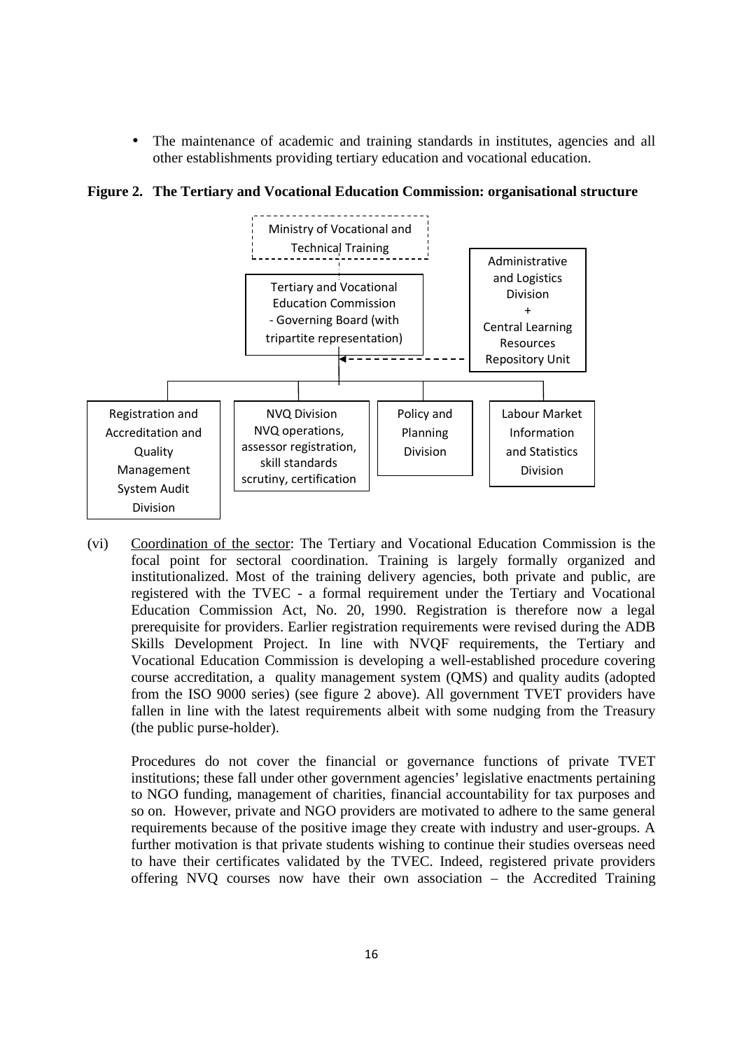- The maintenance of academic and training standards in institutes, agencies and all other establishments providing tertiary education and vocational education.

**Figure 2. The Tertiary and Vocational Education Commission: organisational structure**

Ministry of Vocational and Technical Training

Tertiary and Vocational Education Commission - Governing Board (with tripartite representation)

Administrative and Logistics Division + Central Learning Resources Repository Unit

Registration and Accreditation and Quality Management System Audit Division

NVQ Division NVQ operations, assessor registration, skill standards scrutiny, certification

Policy and Planning Division

Labour Market Information and Statistics Division

(vi) Coordination of the sector: The Tertiary and Vocational Education Commission is the focal point for sectoral coordination. Training is largely formally organized and institutionalized. Most of the training delivery agencies, both private and public, are registered with the TVEC - a formal requirement under the Tertiary and Vocational Education Commission Act, No. 20, 1990. Registration is therefore now a legal prerequisite for providers. Earlier registration requirements were revised during the ADB Skills Development Project. In line with NVQF requirements, the Tertiary and Vocational Education Commission is developing a well-established procedure covering course accreditation, a quality management system (QMS) and quality audits (adopted from the ISO 9000 series) (see figure 2 above). All government TVET providers have fallen in line with the latest requirements albeit with some nudging from the Treasury (the public purse-holder).

Procedures do not cover the financial or governance functions of private TVET institutions; these fall under other government agencies' legislative enactments pertaining to NGO funding, management of charities, financial accountability for tax purposes and so on. However, private and NGO providers are motivated to adhere to the same general requirements because of the positive image they create with industry and user-groups. A further motivation is that private students wishing to continue their studies overseas need to have their certificates validated by the TVEC. Indeed, registered private providers offering NVQ courses now have their own association – the Accredited Training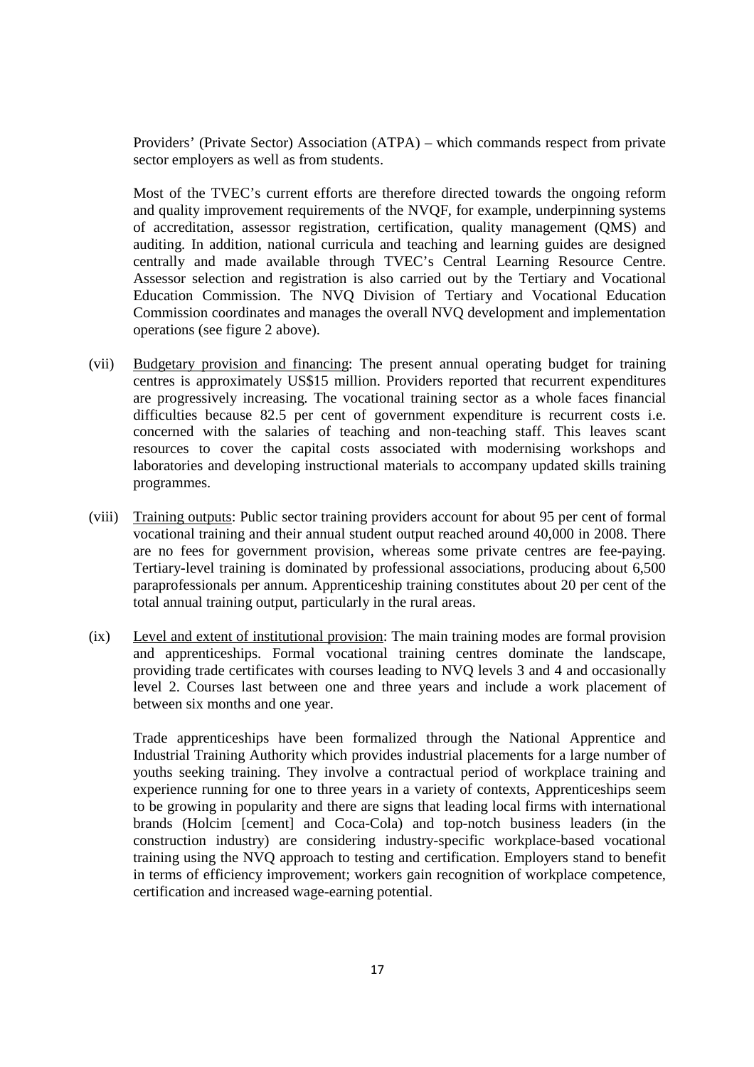Providers' (Private Sector) Association (ATPA) – which commands respect from private sector employers as well as from students.

Most of the TVEC's current efforts are therefore directed towards the ongoing reform and quality improvement requirements of the NVQF, for example, underpinning systems of accreditation, assessor registration, certification, quality management (QMS) and auditing. In addition, national curricula and teaching and learning guides are designed centrally and made available through TVEC's Central Learning Resource Centre. Assessor selection and registration is also carried out by the Tertiary and Vocational Education Commission. The NVQ Division of Tertiary and Vocational Education Commission coordinates and manages the overall NVQ development and implementation operations (see figure 2 above).

(vii) Budgetary provision and financing: The present annual operating budget for training centres is approximately US$15 million. Providers reported that recurrent expenditures are progressively increasing. The vocational training sector as a whole faces financial difficulties because 82.5 per cent of government expenditure is recurrent costs i.e. concerned with the salaries of teaching and non-teaching staff. This leaves scant resources to cover the capital costs associated with modernising workshops and laboratories and developing instructional materials to accompany updated skills training programmes.

(viii) Training outputs: Public sector training providers account for about 95 per cent of formal vocational training and their annual student output reached around 40,000 in 2008. There are no fees for government provision, whereas some private centres are fee-paying. Tertiary-level training is dominated by professional associations, producing about 6,500 paraprofessionals per annum. Apprenticeship training constitutes about 20 per cent of the total annual training output, particularly in the rural areas.

(ix) Level and extent of institutional provision: The main training modes are formal provision and apprenticeships. Formal vocational training centres dominate the landscape, providing trade certificates with courses leading to NVQ levels 3 and 4 and occasionally level 2. Courses last between one and three years and include a work placement of between six months and one year.

Trade apprenticeships have been formalized through the National Apprentice and Industrial Training Authority which provides industrial placements for a large number of youths seeking training. They involve a contractual period of workplace training and experience running for one to three years in a variety of contexts, Apprenticeships seem to be growing in popularity and there are signs that leading local firms with international brands (Holcim [cement] and Coca-Cola) and top-notch business leaders (in the construction industry) are considering industry-specific workplace-based vocational training using the NVQ approach to testing and certification. Employers stand to benefit in terms of efficiency improvement; workers gain recognition of workplace competence, certification and increased wage-earning potential.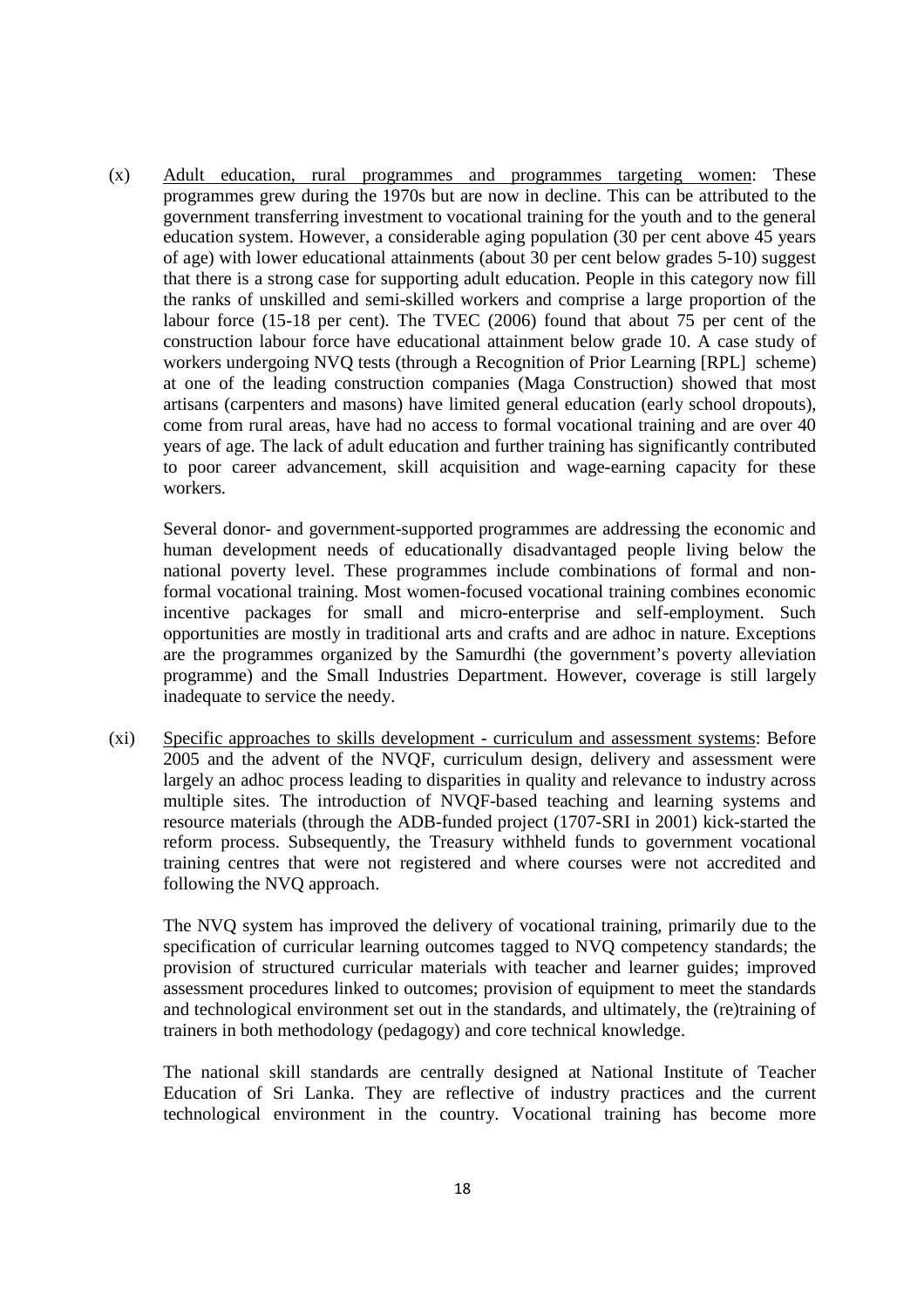(x) Adult education, rural programmes and programmes targeting women: These programmes grew during the 1970s but are now in decline. This can be attributed to the government transferring investment to vocational training for the youth and to the general education system. However, a considerable aging population (30 per cent above 45 years of age) with lower educational attainments (about 30 per cent below grades 5-10) suggest that there is a strong case for supporting adult education. People in this category now fill the ranks of unskilled and semi-skilled workers and comprise a large proportion of the labour force (15-18 per cent). The TVEC (2006) found that about 75 per cent of the construction labour force have educational attainment below grade 10. A case study of workers undergoing NVQ tests (through a Recognition of Prior Learning [RPL] scheme) at one of the leading construction companies (Maga Construction) showed that most artisans (carpenters and masons) have limited general education (early school dropouts), come from rural areas, have had no access to formal vocational training and are over 40 years of age. The lack of adult education and further training has significantly contributed to poor career advancement, skill acquisition and wage-earning capacity for these workers.

Several donor- and government-supported programmes are addressing the economic and human development needs of educationally disadvantaged people living below the national poverty level. These programmes include combinations of formal and non-formal vocational training. Most women-focused vocational training combines economic incentive packages for small and micro-enterprise and self-employment. Such opportunities are mostly in traditional arts and crafts and are adhoc in nature. Exceptions are the programmes organized by the Samurdhi (the government's poverty alleviation programme) and the Small Industries Department. However, coverage is still largely inadequate to service the needy.

(xi) Specific approaches to skills development - curriculum and assessment systems: Before 2005 and the advent of the NVQF, curriculum design, delivery and assessment were largely an adhoc process leading to disparities in quality and relevance to industry across multiple sites. The introduction of NVQF-based teaching and learning systems and resource materials (through the ADB-funded project (1707-SRI in 2001) kick-started the reform process. Subsequently, the Treasury withheld funds to government vocational training centres that were not registered and where courses were not accredited and following the NVQ approach.

The NVQ system has improved the delivery of vocational training, primarily due to the specification of curricular learning outcomes tagged to NVQ competency standards; the provision of structured curricular materials with teacher and learner guides; improved assessment procedures linked to outcomes; provision of equipment to meet the standards and technological environment set out in the standards, and ultimately, the (re)training of trainers in both methodology (pedagogy) and core technical knowledge.

The national skill standards are centrally designed at National Institute of Teacher Education of Sri Lanka. They are reflective of industry practices and the current technological environment in the country. Vocational training has become more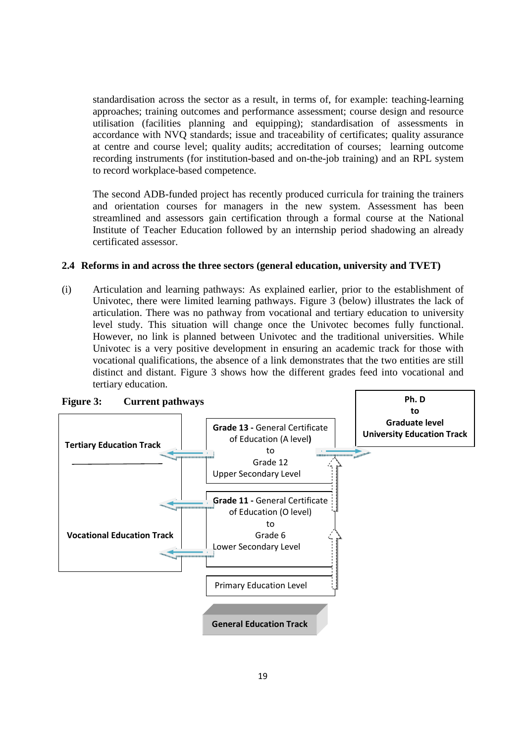standardisation across the sector as a result, in terms of, for example: teaching-learning approaches; training outcomes and performance assessment; course design and resource utilisation (facilities planning and equipping); standardisation of assessments in accordance with NVQ standards; issue and traceability of certificates; quality assurance at centre and course level; quality audits; accreditation of courses; learning outcome recording instruments (for institution-based and on-the-job training) and an RPL system to record workplace-based competence.

The second ADB-funded project has recently produced curricula for training the trainers and orientation courses for managers in the new system. Assessment has been streamlined and assessors gain certification through a formal course at the National Institute of Teacher Education followed by an internship period shadowing an already certificated assessor.

### 2.4 Reforms in and across the three sectors (general education, university and TVET)

(i) Articulation and learning pathways: As explained earlier, prior to the establishment of Univotec, there were limited learning pathways. Figure 3 (below) illustrates the lack of articulation. There was no pathway from vocational and tertiary education to university level study. This situation will change once the Univotec becomes fully functional. However, no link is planned between Univotec and the traditional universities. While Univotec is a very positive development in ensuring an academic track for those with vocational qualifications, the absence of a link demonstrates that the two entities are still distinct and distant. Figure 3 shows how the different grades feed into vocational and tertiary education.

**Figure 3: Current pathways**

**Tertiary Education Track**

**Vocational Education Track**

**Grade 13 -** General Certificate of Education (A level**)** to Grade 12 Upper Secondary Level

**Grade 11 -** General Certificate of Education (O level) to Grade 6 Lower Secondary Level

Primary Education Level

**General Education Track**

**Ph. D to Graduate level University Education Track**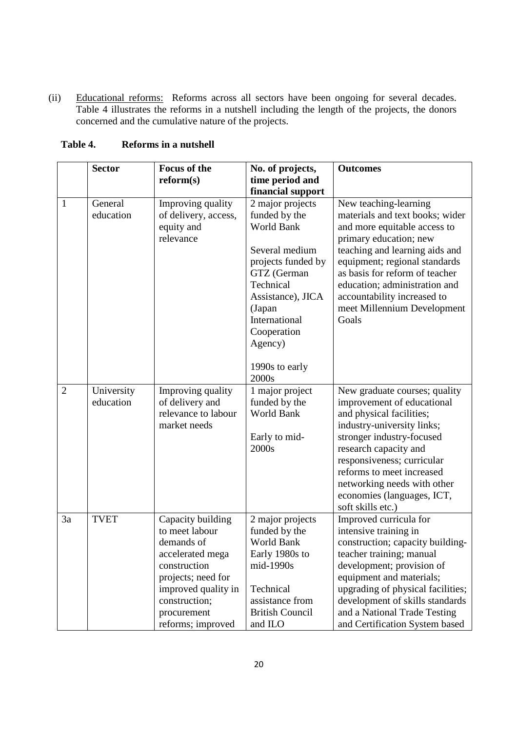(ii) Educational reforms: Reforms across all sectors have been ongoing for several decades. Table 4 illustrates the reforms in a nutshell including the length of the projects, the donors concerned and the cumulative nature of the projects.

**Table 4. Reforms in a nutshell**

| | Sector | Focus of the reform(s) | No. of projects, time period and financial support | Outcomes |
|---|---|---|---|---|
| 1 | General education | Improving quality of delivery, access, equity and relevance | 2 major projects funded by the World Bank<br><br>Several medium projects funded by GTZ (German Technical Assistance), JICA (Japan International Cooperation Agency)<br><br>1990s to early 2000s | New teaching-learning materials and text books; wider and more equitable access to primary education; new teaching and learning aids and equipment; regional standards as basis for reform of teacher education; administration and accountability increased to meet Millennium Development Goals |
| 2 | University education | Improving quality of delivery and relevance to labour market needs | 1 major project funded by the World Bank<br><br>Early to mid-2000s | New graduate courses; quality improvement of educational and physical facilities; industry-university links; stronger industry-focused research capacity and responsiveness; curricular reforms to meet increased networking needs with other economies (languages, ICT, soft skills etc.) |
| 3a | TVET | Capacity building to meet labour demands of accelerated mega construction projects; need for improved quality in construction; procurement reforms; improved | 2 major projects funded by the World Bank Early 1980s to mid-1990s<br><br>Technical assistance from British Council and ILO | Improved curricula for intensive training in construction; capacity building-teacher training; manual development; provision of equipment and materials; upgrading of physical facilities; development of skills standards and a National Trade Testing and Certification System based |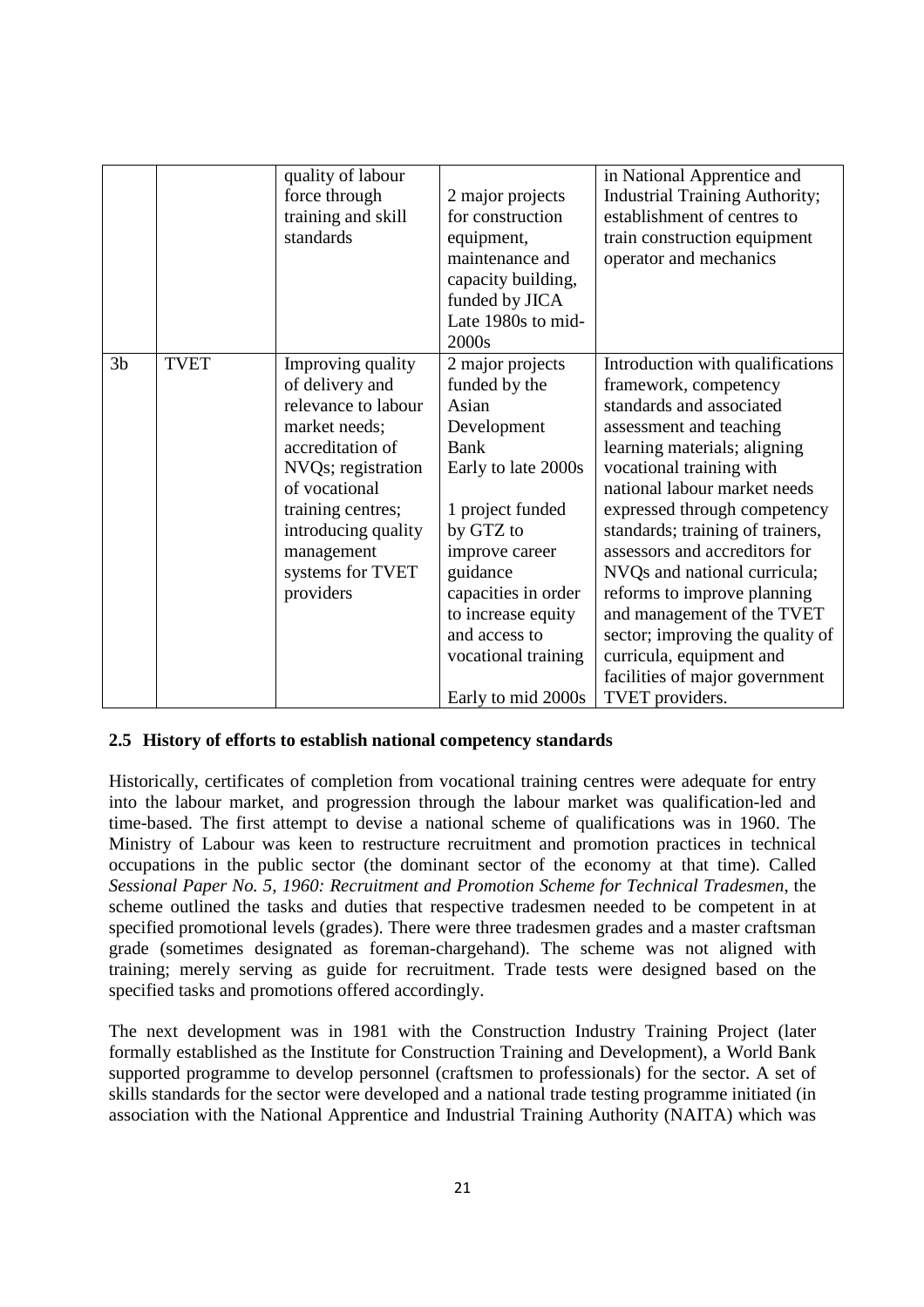|  |  | quality of labour force through training and skill standards | 2 major projects for construction equipment, maintenance and capacity building, funded by JICA Late 1980s to mid-2000s | in National Apprentice and Industrial Training Authority; establishment of centres to train construction equipment operator and mechanics |
|---|---|---|---|---|
| 3b | TVET | Improving quality of delivery and relevance to labour market needs; accreditation of NVQs; registration of vocational training centres; introducing quality management systems for TVET providers | 2 major projects funded by the Asian Development Bank Early to late 2000s<br><br>1 project funded by GTZ to improve career guidance capacities in order to increase equity and access to vocational training<br><br>Early to mid 2000s | Introduction with qualifications framework, competency standards and associated assessment and teaching learning materials; aligning vocational training with national labour market needs expressed through competency standards; training of trainers, assessors and accreditors for NVQs and national curricula; reforms to improve planning and management of the TVET sector; improving the quality of curricula, equipment and facilities of major government TVET providers. |

### 2.5 History of efforts to establish national competency standards

Historically, certificates of completion from vocational training centres were adequate for entry into the labour market, and progression through the labour market was qualification-led and time-based. The first attempt to devise a national scheme of qualifications was in 1960. The Ministry of Labour was keen to restructure recruitment and promotion practices in technical occupations in the public sector (the dominant sector of the economy at that time). Called *Sessional Paper No. 5, 1960: Recruitment and Promotion Scheme for Technical Tradesmen*, the scheme outlined the tasks and duties that respective tradesmen needed to be competent in at specified promotional levels (grades). There were three tradesmen grades and a master craftsman grade (sometimes designated as foreman-chargehand). The scheme was not aligned with training; merely serving as guide for recruitment. Trade tests were designed based on the specified tasks and promotions offered accordingly.

The next development was in 1981 with the Construction Industry Training Project (later formally established as the Institute for Construction Training and Development), a World Bank supported programme to develop personnel (craftsmen to professionals) for the sector. A set of skills standards for the sector were developed and a national trade testing programme initiated (in association with the National Apprentice and Industrial Training Authority (NAITA) which was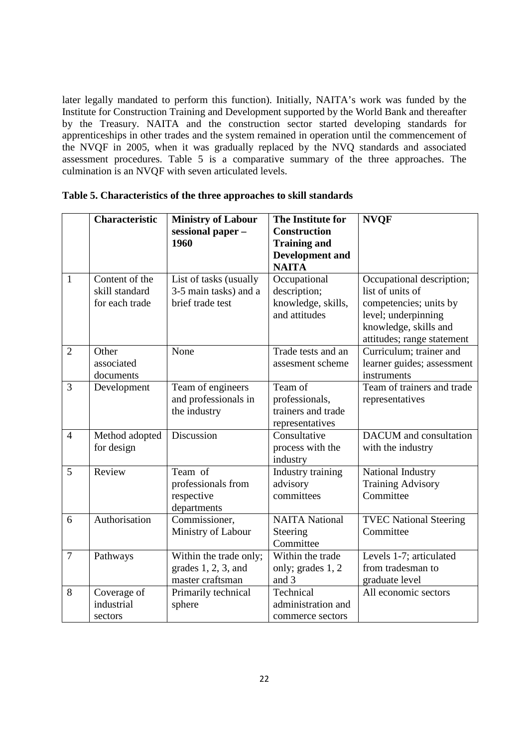later legally mandated to perform this function). Initially, NAITA's work was funded by the Institute for Construction Training and Development supported by the World Bank and thereafter by the Treasury. NAITA and the construction sector started developing standards for apprenticeships in other trades and the system remained in operation until the commencement of the NVQF in 2005, when it was gradually replaced by the NVQ standards and associated assessment procedures. Table 5 is a comparative summary of the three approaches. The culmination is an NVQF with seven articulated levels.

**Table 5. Characteristics of the three approaches to skill standards**

| | **Characteristic** | **Ministry of Labour sessional paper – 1960** | **The Institute for Construction Training and Development and NAITA** | **NVQF** |
|---|---|---|---|---|
| 1 | Content of the skill standard for each trade | List of tasks (usually 3-5 main tasks) and a brief trade test | Occupational description; knowledge, skills, and attitudes | Occupational description; list of units of competencies; units by level; underpinning knowledge, skills and attitudes; range statement |
| 2 | Other associated documents | None | Trade tests and an assesment scheme | Curriculum; trainer and learner guides; assessment instruments |
| 3 | Development | Team of engineers and professionals in the industry | Team of professionals, trainers and trade representatives | Team of trainers and trade representatives |
| 4 | Method adopted for design | Discussion | Consultative process with the industry | DACUM and consultation with the industry |
| 5 | Review | Team of professionals from respective departments | Industry training advisory committees | National Industry Training Advisory Committee |
| 6 | Authorisation | Commissioner, Ministry of Labour | NAITA National Steering Committee | TVEC National Steering Committee |
| 7 | Pathways | Within the trade only; grades 1, 2, 3, and master craftsman | Within the trade only; grades 1, 2 and 3 | Levels 1-7; articulated from tradesman to graduate level |
| 8 | Coverage of industrial sectors | Primarily technical sphere | Technical administration and commerce sectors | All economic sectors |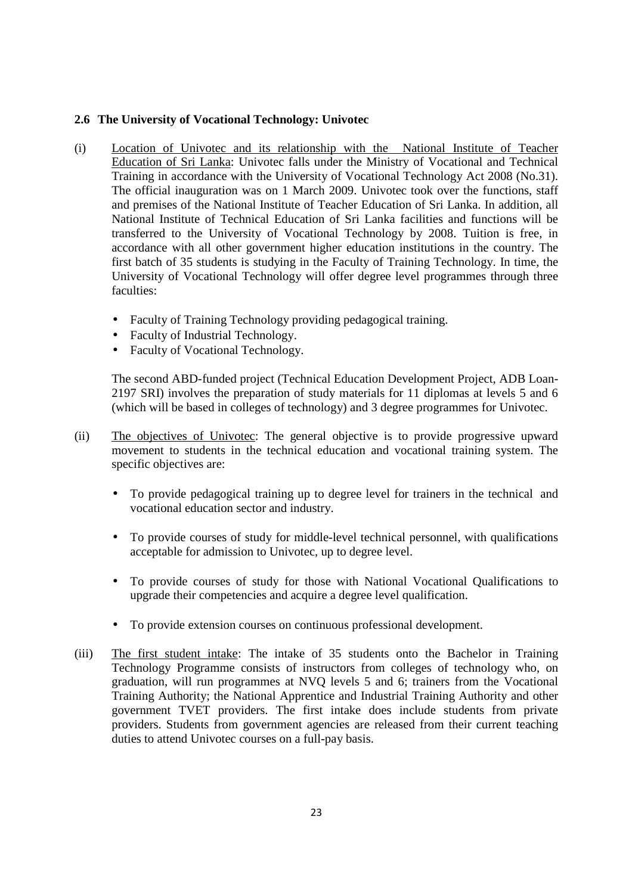### 2.6 The University of Vocational Technology: Univotec

(i) Location of Univotec and its relationship with the National Institute of Teacher Education of Sri Lanka: Univotec falls under the Ministry of Vocational and Technical Training in accordance with the University of Vocational Technology Act 2008 (No.31). The official inauguration was on 1 March 2009. Univotec took over the functions, staff and premises of the National Institute of Teacher Education of Sri Lanka. In addition, all National Institute of Technical Education of Sri Lanka facilities and functions will be transferred to the University of Vocational Technology by 2008. Tuition is free, in accordance with all other government higher education institutions in the country. The first batch of 35 students is studying in the Faculty of Training Technology. In time, the University of Vocational Technology will offer degree level programmes through three faculties:

- Faculty of Training Technology providing pedagogical training.
- Faculty of Industrial Technology.
- Faculty of Vocational Technology.

The second ABD-funded project (Technical Education Development Project, ADB Loan-2197 SRI) involves the preparation of study materials for 11 diplomas at levels 5 and 6 (which will be based in colleges of technology) and 3 degree programmes for Univotec.

(ii) The objectives of Univotec: The general objective is to provide progressive upward movement to students in the technical education and vocational training system. The specific objectives are:

- To provide pedagogical training up to degree level for trainers in the technical and vocational education sector and industry.
- To provide courses of study for middle-level technical personnel, with qualifications acceptable for admission to Univotec, up to degree level.
- To provide courses of study for those with National Vocational Qualifications to upgrade their competencies and acquire a degree level qualification.
- To provide extension courses on continuous professional development.

(iii) The first student intake: The intake of 35 students onto the Bachelor in Training Technology Programme consists of instructors from colleges of technology who, on graduation, will run programmes at NVQ levels 5 and 6; trainers from the Vocational Training Authority; the National Apprentice and Industrial Training Authority and other government TVET providers. The first intake does include students from private providers. Students from government agencies are released from their current teaching duties to attend Univotec courses on a full-pay basis.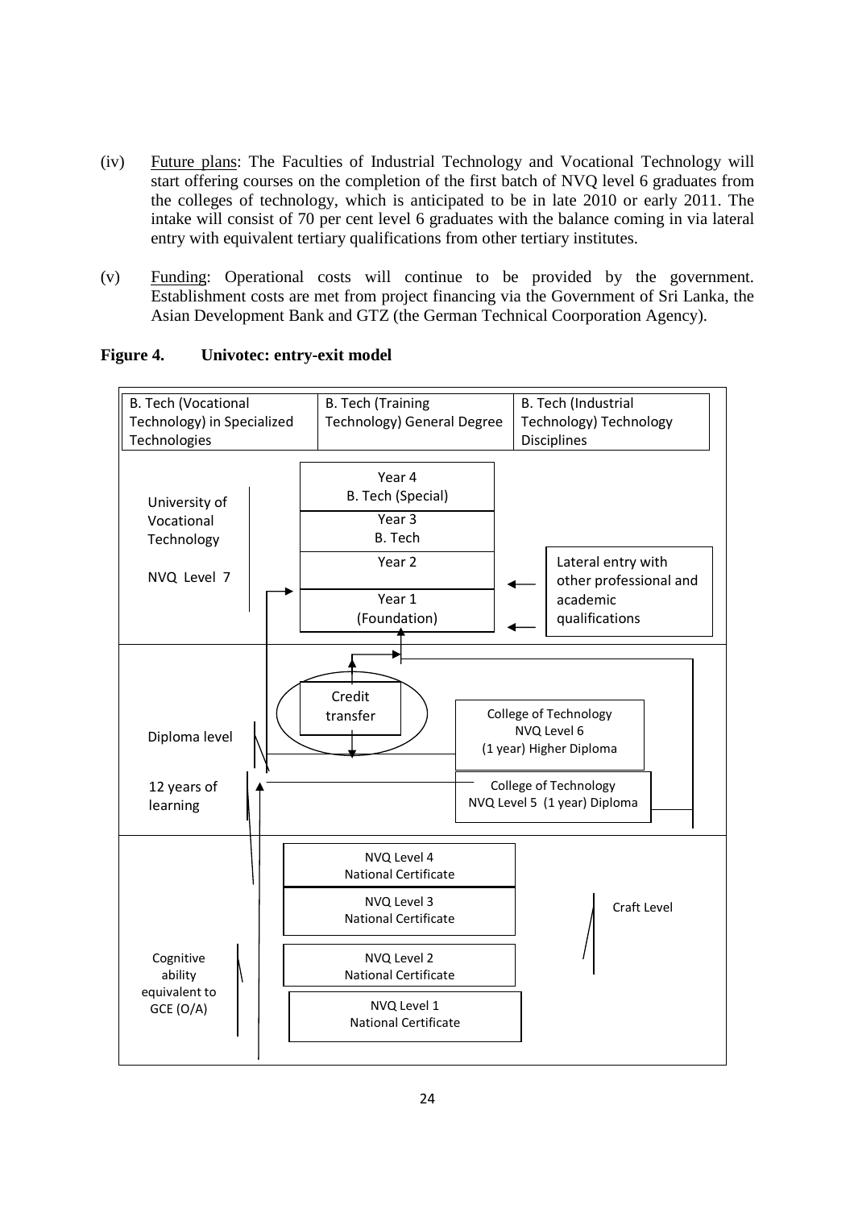(iv) Future plans: The Faculties of Industrial Technology and Vocational Technology will start offering courses on the completion of the first batch of NVQ level 6 graduates from the colleges of technology, which is anticipated to be in late 2010 or early 2011. The intake will consist of 70 per cent level 6 graduates with the balance coming in via lateral entry with equivalent tertiary qualifications from other tertiary institutes.

(v) Funding: Operational costs will continue to be provided by the government. Establishment costs are met from project financing via the Government of Sri Lanka, the Asian Development Bank and GTZ (the German Technical Coorporation Agency).

**Figure 4. Univotec: entry-exit model**

B. Tech (Vocational Technology) in Specialized Technologies | B. Tech (Training Technology) General Degree | B. Tech (Industrial Technology) Technology Disciplines

University of Vocational Technology

NVQ Level 7

Year 4
B. Tech (Special)

Year 3
B. Tech

Year 2

Year 1
(Foundation)

Lateral entry with other professional and academic qualifications

Diploma level

12 years of learning

Credit transfer

College of Technology
NVQ Level 6
(1 year) Higher Diploma

College of Technology
NVQ Level 5 (1 year) Diploma

NVQ Level 4
National Certificate

NVQ Level 3
National Certificate

NVQ Level 2
National Certificate

NVQ Level 1
National Certificate

Craft Level

Cognitive ability equivalent to GCE (O/A)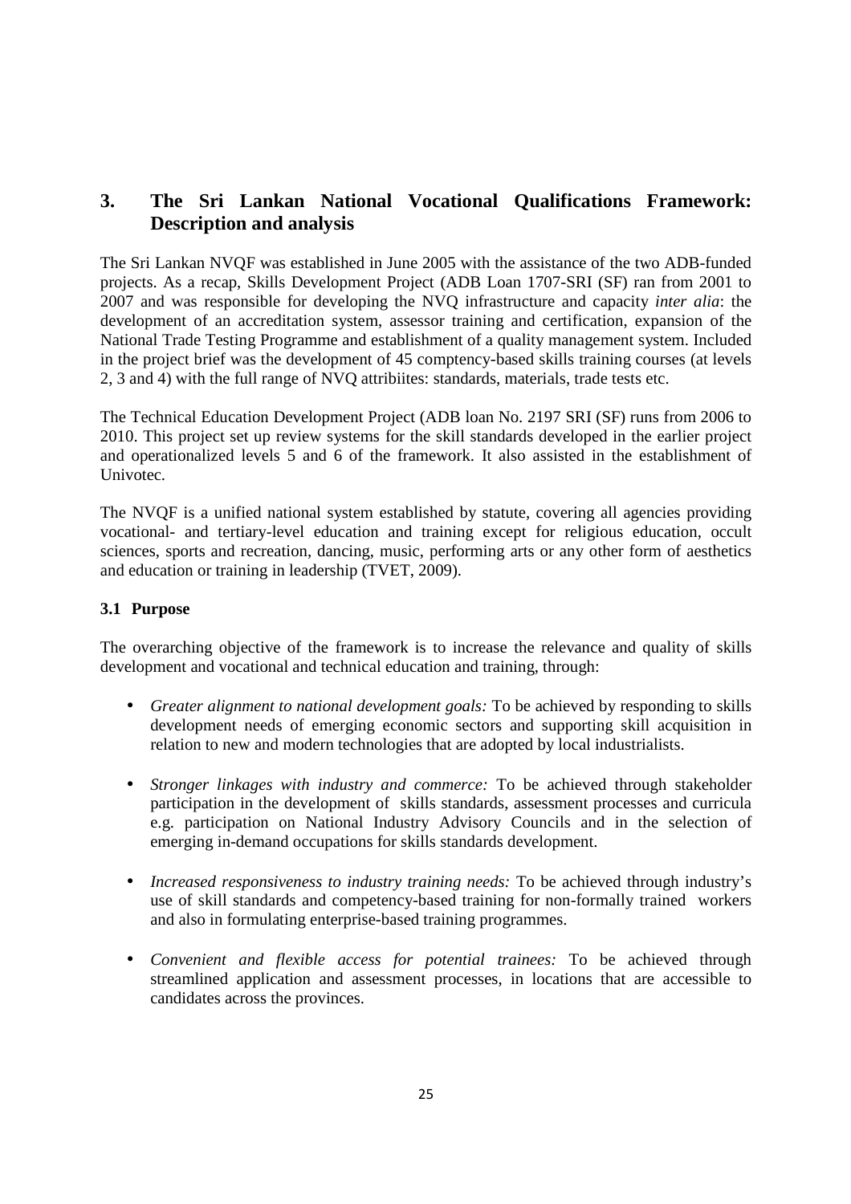# 3. The Sri Lankan National Vocational Qualifications Framework: Description and analysis

The Sri Lankan NVQF was established in June 2005 with the assistance of the two ADB-funded projects. As a recap, Skills Development Project (ADB Loan 1707-SRI (SF) ran from 2001 to 2007 and was responsible for developing the NVQ infrastructure and capacity *inter alia*: the development of an accreditation system, assessor training and certification, expansion of the National Trade Testing Programme and establishment of a quality management system. Included in the project brief was the development of 45 comptency-based skills training courses (at levels 2, 3 and 4) with the full range of NVQ attribiites: standards, materials, trade tests etc.

The Technical Education Development Project (ADB loan No. 2197 SRI (SF) runs from 2006 to 2010. This project set up review systems for the skill standards developed in the earlier project and operationalized levels 5 and 6 of the framework. It also assisted in the establishment of Univotec.

The NVQF is a unified national system established by statute, covering all agencies providing vocational- and tertiary-level education and training except for religious education, occult sciences, sports and recreation, dancing, music, performing arts or any other form of aesthetics and education or training in leadership (TVET, 2009).

## 3.1 Purpose

The overarching objective of the framework is to increase the relevance and quality of skills development and vocational and technical education and training, through:

- *Greater alignment to national development goals:* To be achieved by responding to skills development needs of emerging economic sectors and supporting skill acquisition in relation to new and modern technologies that are adopted by local industrialists.
- *Stronger linkages with industry and commerce:* To be achieved through stakeholder participation in the development of skills standards, assessment processes and curricula e.g. participation on National Industry Advisory Councils and in the selection of emerging in-demand occupations for skills standards development.
- *Increased responsiveness to industry training needs:* To be achieved through industry's use of skill standards and competency-based training for non-formally trained workers and also in formulating enterprise-based training programmes.
- *Convenient and flexible access for potential trainees:* To be achieved through streamlined application and assessment processes, in locations that are accessible to candidates across the provinces.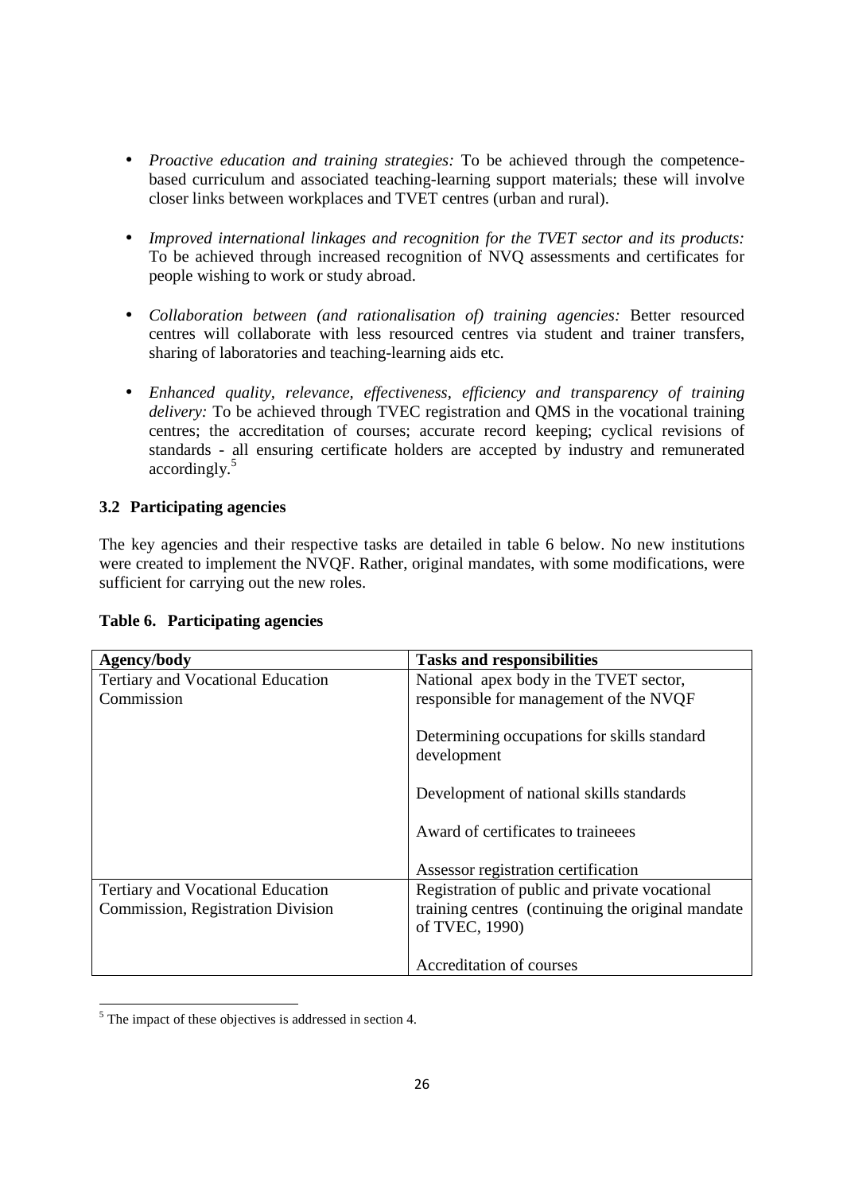- *Proactive education and training strategies:* To be achieved through the competence-based curriculum and associated teaching-learning support materials; these will involve closer links between workplaces and TVET centres (urban and rural).

- *Improved international linkages and recognition for the TVET sector and its products:* To be achieved through increased recognition of NVQ assessments and certificates for people wishing to work or study abroad.

- *Collaboration between (and rationalisation of) training agencies:* Better resourced centres will collaborate with less resourced centres via student and trainer transfers, sharing of laboratories and teaching-learning aids etc.

- *Enhanced quality, relevance, effectiveness, efficiency and transparency of training delivery:* To be achieved through TVEC registration and QMS in the vocational training centres; the accreditation of courses; accurate record keeping; cyclical revisions of standards - all ensuring certificate holders are accepted by industry and remunerated accordingly.[5]

### 3.2 Participating agencies

The key agencies and their respective tasks are detailed in table 6 below. No new institutions were created to implement the NVQF. Rather, original mandates, with some modifications, were sufficient for carrying out the new roles.

**Table 6. Participating agencies**

| Agency/body | Tasks and responsibilities |
|---|---|
| Tertiary and Vocational Education Commission | National apex body in the TVET sector, responsible for management of the NVQF<br><br>Determining occupations for skills standard development<br><br>Development of national skills standards<br><br>Award of certificates to traineees<br><br>Assessor registration certification |
| Tertiary and Vocational Education Commission, Registration Division | Registration of public and private vocational training centres (continuing the original mandate of TVEC, 1990)<br><br>Accreditation of courses |

[5] The impact of these objectives is addressed in section 4.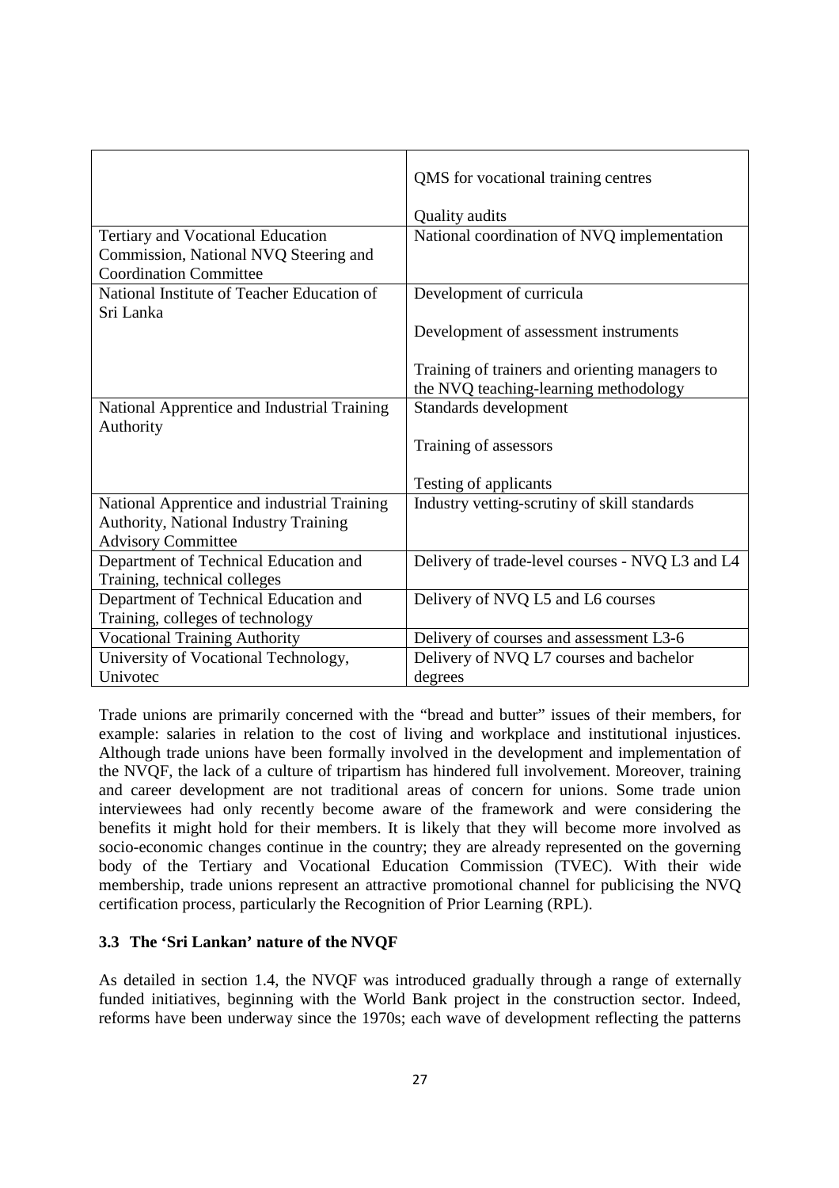| | |
|---|---|
| | QMS for vocational training centres<br><br>Quality audits |
| Tertiary and Vocational Education Commission, National NVQ Steering and Coordination Committee | National coordination of NVQ implementation |
| National Institute of Teacher Education of Sri Lanka | Development of curricula<br><br>Development of assessment instruments<br><br>Training of trainers and orienting managers to the NVQ teaching-learning methodology |
| National Apprentice and Industrial Training Authority | Standards development<br><br>Training of assessors<br><br>Testing of applicants |
| National Apprentice and industrial Training Authority, National Industry Training Advisory Committee | Industry vetting-scrutiny of skill standards |
| Department of Technical Education and Training, technical colleges | Delivery of trade-level courses - NVQ L3 and L4 |
| Department of Technical Education and Training, colleges of technology | Delivery of NVQ L5 and L6 courses |
| Vocational Training Authority | Delivery of courses and assessment L3-6 |
| University of Vocational Technology, Univotec | Delivery of NVQ L7 courses and bachelor degrees |

Trade unions are primarily concerned with the "bread and butter" issues of their members, for example: salaries in relation to the cost of living and workplace and institutional injustices. Although trade unions have been formally involved in the development and implementation of the NVQF, the lack of a culture of tripartism has hindered full involvement. Moreover, training and career development are not traditional areas of concern for unions. Some trade union interviewees had only recently become aware of the framework and were considering the benefits it might hold for their members. It is likely that they will become more involved as socio-economic changes continue in the country; they are already represented on the governing body of the Tertiary and Vocational Education Commission (TVEC). With their wide membership, trade unions represent an attractive promotional channel for publicising the NVQ certification process, particularly the Recognition of Prior Learning (RPL).

### 3.3 The 'Sri Lankan' nature of the NVQF

As detailed in section 1.4, the NVQF was introduced gradually through a range of externally funded initiatives, beginning with the World Bank project in the construction sector. Indeed, reforms have been underway since the 1970s; each wave of development reflecting the patterns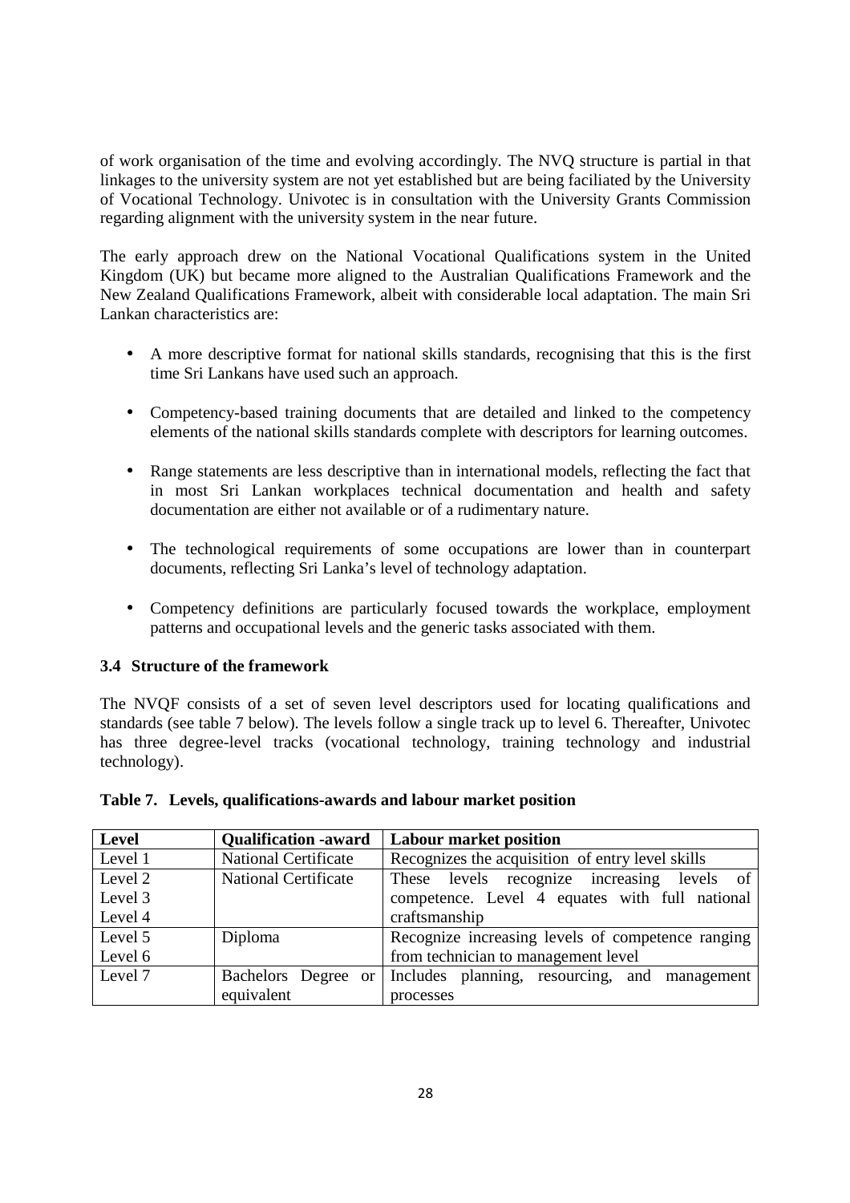of work organisation of the time and evolving accordingly. The NVQ structure is partial in that linkages to the university system are not yet established but are being faciliated by the University of Vocational Technology. Univotec is in consultation with the University Grants Commission regarding alignment with the university system in the near future.

The early approach drew on the National Vocational Qualifications system in the United Kingdom (UK) but became more aligned to the Australian Qualifications Framework and the New Zealand Qualifications Framework, albeit with considerable local adaptation. The main Sri Lankan characteristics are:

- A more descriptive format for national skills standards, recognising that this is the first time Sri Lankans have used such an approach.
- Competency-based training documents that are detailed and linked to the competency elements of the national skills standards complete with descriptors for learning outcomes.
- Range statements are less descriptive than in international models, reflecting the fact that in most Sri Lankan workplaces technical documentation and health and safety documentation are either not available or of a rudimentary nature.
- The technological requirements of some occupations are lower than in counterpart documents, reflecting Sri Lanka's level of technology adaptation.
- Competency definitions are particularly focused towards the workplace, employment patterns and occupational levels and the generic tasks associated with them.

### 3.4 Structure of the framework

The NVQF consists of a set of seven level descriptors used for locating qualifications and standards (see table 7 below). The levels follow a single track up to level 6. Thereafter, Univotec has three degree-level tracks (vocational technology, training technology and industrial technology).

**Table 7. Levels, qualifications-awards and labour market position**

| Level | Qualification -award | Labour market position |
|---|---|---|
| Level 1 | National Certificate | Recognizes the acquisition of entry level skills |
| Level 2<br>Level 3<br>Level 4 | National Certificate | These levels recognize increasing levels of competence. Level 4 equates with full national craftsmanship |
| Level 5<br>Level 6 | Diploma | Recognize increasing levels of competence ranging from technician to management level |
| Level 7 | Bachelors Degree or equivalent | Includes planning, resourcing, and management processes |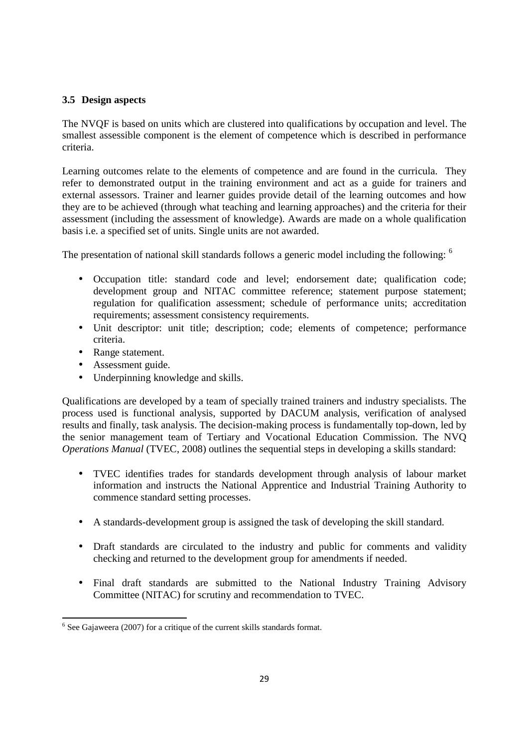### 3.5 Design aspects

The NVQF is based on units which are clustered into qualifications by occupation and level. The smallest assessible component is the element of competence which is described in performance criteria.

Learning outcomes relate to the elements of competence and are found in the curricula. They refer to demonstrated output in the training environment and act as a guide for trainers and external assessors. Trainer and learner guides provide detail of the learning outcomes and how they are to be achieved (through what teaching and learning approaches) and the criteria for their assessment (including the assessment of knowledge). Awards are made on a whole qualification basis i.e. a specified set of units. Single units are not awarded.

The presentation of national skill standards follows a generic model including the following: [6]

- Occupation title: standard code and level; endorsement date; qualification code; development group and NITAC committee reference; statement purpose statement; regulation for qualification assessment; schedule of performance units; accreditation requirements; assessment consistency requirements.
- Unit descriptor: unit title; description; code; elements of competence; performance criteria.
- Range statement.
- Assessment guide.
- Underpinning knowledge and skills.

Qualifications are developed by a team of specially trained trainers and industry specialists. The process used is functional analysis, supported by DACUM analysis, verification of analysed results and finally, task analysis. The decision-making process is fundamentally top-down, led by the senior management team of Tertiary and Vocational Education Commission. The NVQ *Operations Manual* (TVEC, 2008) outlines the sequential steps in developing a skills standard:

- TVEC identifies trades for standards development through analysis of labour market information and instructs the National Apprentice and Industrial Training Authority to commence standard setting processes.

- A standards-development group is assigned the task of developing the skill standard.

- Draft standards are circulated to the industry and public for comments and validity checking and returned to the development group for amendments if needed.

- Final draft standards are submitted to the National Industry Training Advisory Committee (NITAC) for scrutiny and recommendation to TVEC.

[6] See Gajaweera (2007) for a critique of the current skills standards format.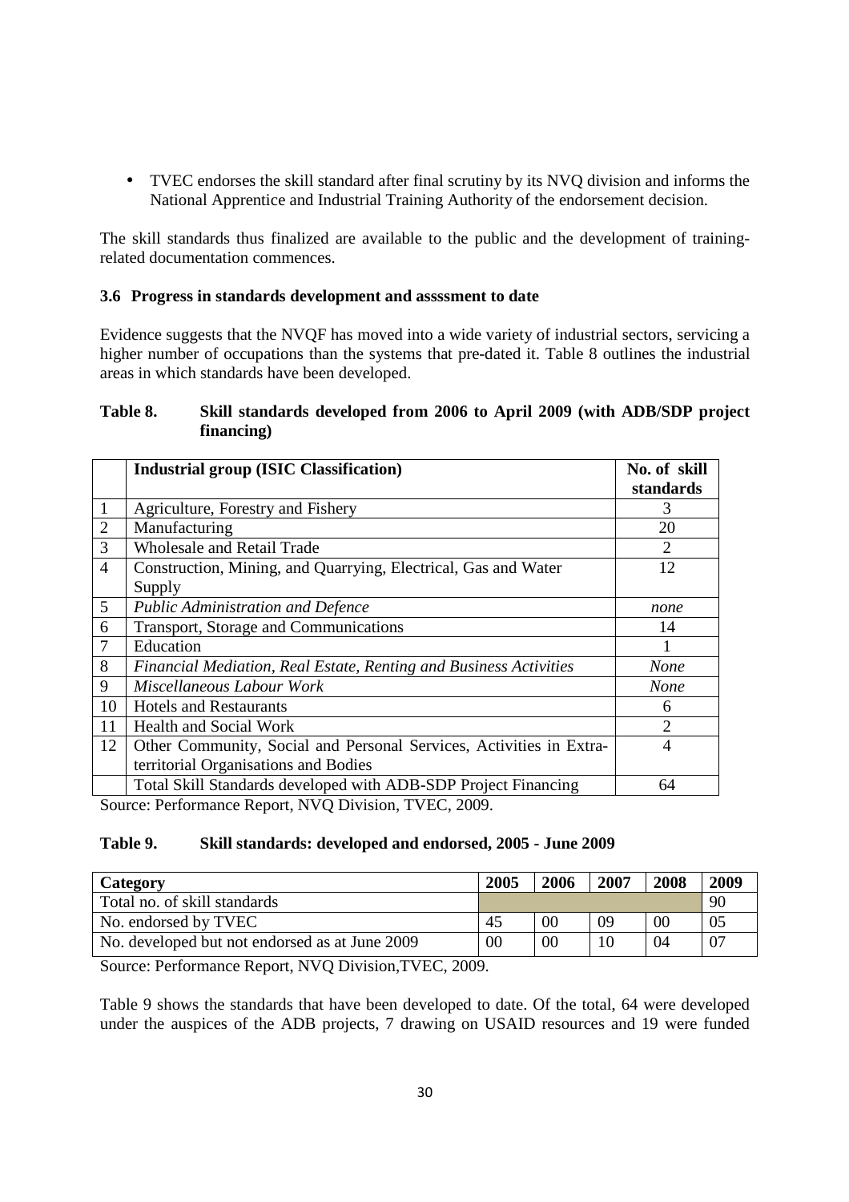- TVEC endorses the skill standard after final scrutiny by its NVQ division and informs the National Apprentice and Industrial Training Authority of the endorsement decision.

The skill standards thus finalized are available to the public and the development of training-related documentation commences.

### 3.6 Progress in standards development and assssment to date

Evidence suggests that the NVQF has moved into a wide variety of industrial sectors, servicing a higher number of occupations than the systems that pre-dated it. Table 8 outlines the industrial areas in which standards have been developed.

**Table 8. Skill standards developed from 2006 to April 2009 (with ADB/SDP project financing)**

| | **Industrial group (ISIC Classification)** | **No. of skill standards** |
|---|---|---|
| 1 | Agriculture, Forestry and Fishery | 3 |
| 2 | Manufacturing | 20 |
| 3 | Wholesale and Retail Trade | 2 |
| 4 | Construction, Mining, and Quarrying, Electrical, Gas and Water Supply | 12 |
| 5 | *Public Administration and Defence* | *none* |
| 6 | Transport, Storage and Communications | 14 |
| 7 | Education | 1 |
| 8 | *Financial Mediation, Real Estate, Renting and Business Activities* | *None* |
| 9 | *Miscellaneous Labour Work* | *None* |
| 10 | Hotels and Restaurants | 6 |
| 11 | Health and Social Work | 2 |
| 12 | Other Community, Social and Personal Services, Activities in Extra-territorial Organisations and Bodies | 4 |
| | Total Skill Standards developed with ADB-SDP Project Financing | 64 |

Source: Performance Report, NVQ Division, TVEC, 2009.

**Table 9. Skill standards: developed and endorsed, 2005 - June 2009**

| **Category** | **2005** | **2006** | **2007** | **2008** | **2009** |
|---|---|---|---|---|---|
| Total no. of skill standards | | | | | 90 |
| No. endorsed by TVEC | 45 | 00 | 09 | 00 | 05 |
| No. developed but not endorsed as at June 2009 | 00 | 00 | 10 | 04 | 07 |

Source: Performance Report, NVQ Division,TVEC, 2009.

Table 9 shows the standards that have been developed to date. Of the total, 64 were developed under the auspices of the ADB projects, 7 drawing on USAID resources and 19 were funded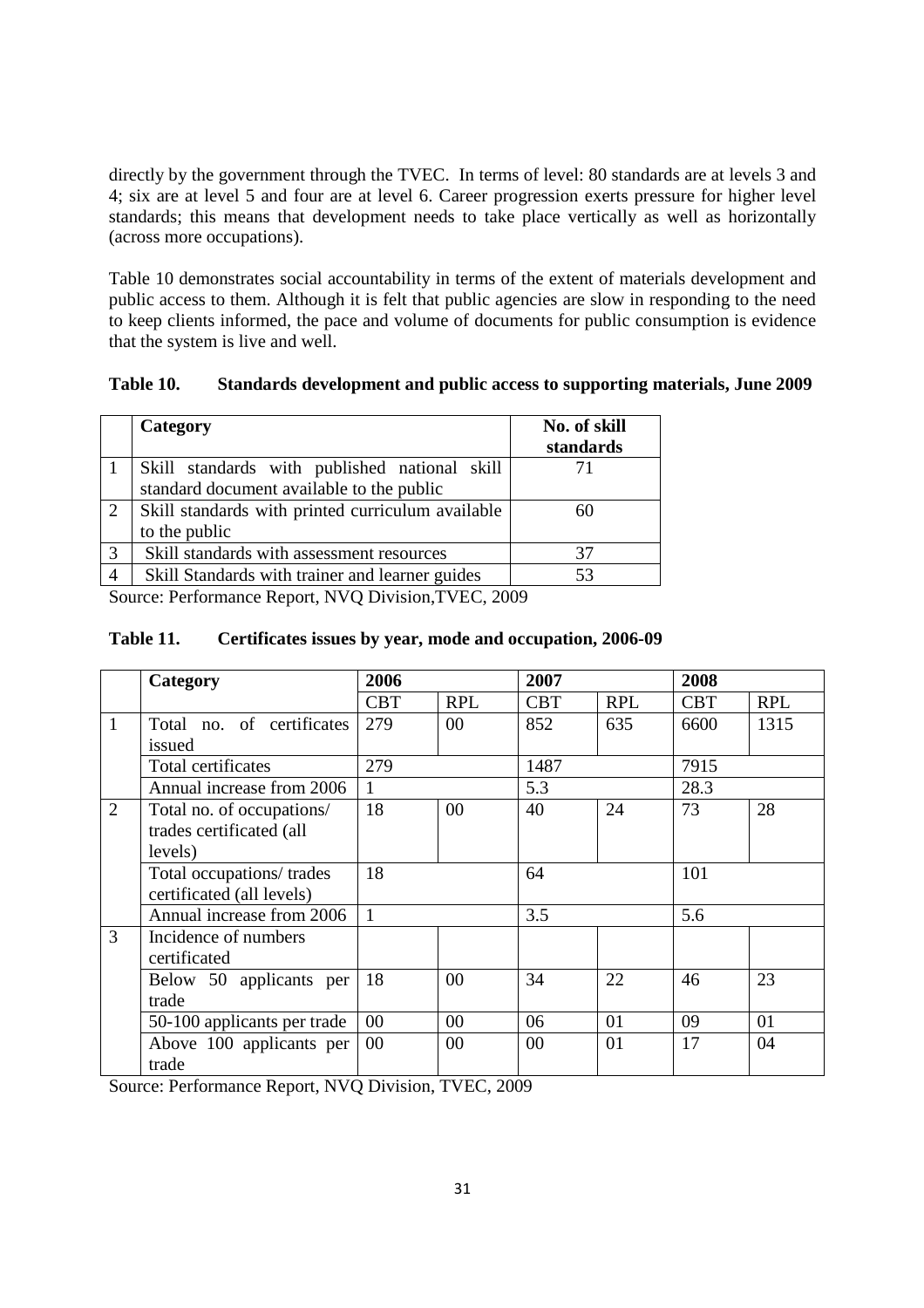directly by the government through the TVEC. In terms of level: 80 standards are at levels 3 and 4; six are at level 5 and four are at level 6. Career progression exerts pressure for higher level standards; this means that development needs to take place vertically as well as horizontally (across more occupations).

Table 10 demonstrates social accountability in terms of the extent of materials development and public access to them. Although it is felt that public agencies are slow in responding to the need to keep clients informed, the pace and volume of documents for public consumption is evidence that the system is live and well.

**Table 10. Standards development and public access to supporting materials, June 2009**

| | Category | No. of skill standards |
|---|---|---|
| 1 | Skill standards with published national skill standard document available to the public | 71 |
| 2 | Skill standards with printed curriculum available to the public | 60 |
| 3 | Skill standards with assessment resources | 37 |
| 4 | Skill Standards with trainer and learner guides | 53 |

Source: Performance Report, NVQ Division,TVEC, 2009

**Table 11. Certificates issues by year, mode and occupation, 2006-09**

| | Category | 2006 | | 2007 | | 2008 | |
|---|---|---|---|---|---|---|---|
| | | CBT | RPL | CBT | RPL | CBT | RPL |
| 1 | Total no. of certificates issued | 279 | 00 | 852 | 635 | 6600 | 1315 |
| | Total certificates | 279 | | 1487 | | 7915 | |
| | Annual increase from 2006 | 1 | | 5.3 | | 28.3 | |
| 2 | Total no. of occupations/ trades certificated (all levels) | 18 | 00 | 40 | 24 | 73 | 28 |
| | Total occupations/ trades certificated (all levels) | 18 | | 64 | | 101 | |
| | Annual increase from 2006 | 1 | | 3.5 | | 5.6 | |
| 3 | Incidence of numbers certificated | | | | | | |
| | Below 50 applicants per trade | 18 | 00 | 34 | 22 | 46 | 23 |
| | 50-100 applicants per trade | 00 | 00 | 06 | 01 | 09 | 01 |
| | Above 100 applicants per trade | 00 | 00 | 00 | 01 | 17 | 04 |

Source: Performance Report, NVQ Division, TVEC, 2009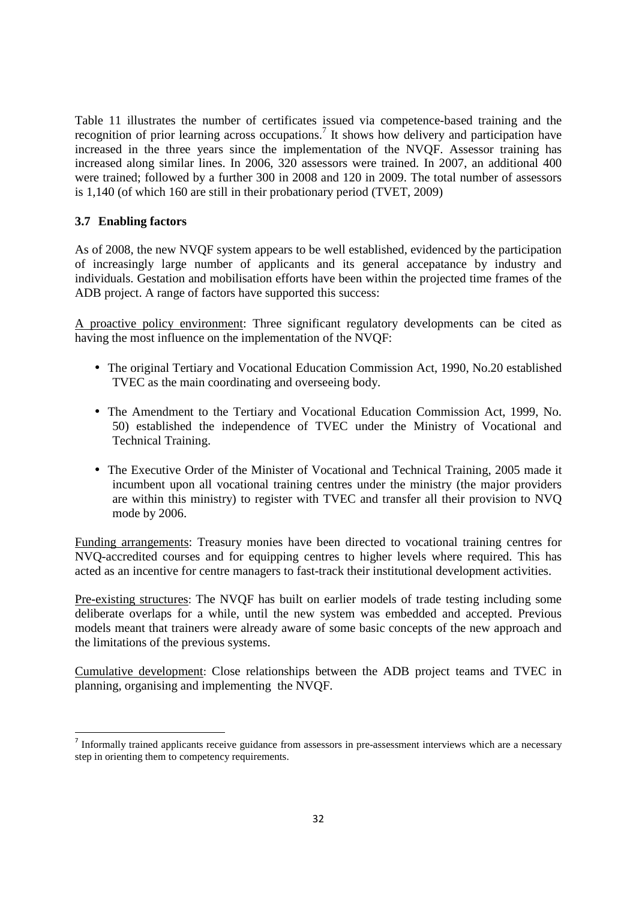Table 11 illustrates the number of certificates issued via competence-based training and the recognition of prior learning across occupations.[7] It shows how delivery and participation have increased in the three years since the implementation of the NVQF. Assessor training has increased along similar lines. In 2006, 320 assessors were trained. In 2007, an additional 400 were trained; followed by a further 300 in 2008 and 120 in 2009. The total number of assessors is 1,140 (of which 160 are still in their probationary period (TVET, 2009)

### 3.7 Enabling factors

As of 2008, the new NVQF system appears to be well established, evidenced by the participation of increasingly large number of applicants and its general accepatance by industry and individuals. Gestation and mobilisation efforts have been within the projected time frames of the ADB project. A range of factors have supported this success:

A proactive policy environment: Three significant regulatory developments can be cited as having the most influence on the implementation of the NVQF:

- The original Tertiary and Vocational Education Commission Act, 1990, No.20 established TVEC as the main coordinating and overseeing body.
- The Amendment to the Tertiary and Vocational Education Commission Act, 1999, No. 50) established the independence of TVEC under the Ministry of Vocational and Technical Training.
- The Executive Order of the Minister of Vocational and Technical Training, 2005 made it incumbent upon all vocational training centres under the ministry (the major providers are within this ministry) to register with TVEC and transfer all their provision to NVQ mode by 2006.

Funding arrangements: Treasury monies have been directed to vocational training centres for NVQ-accredited courses and for equipping centres to higher levels where required. This has acted as an incentive for centre managers to fast-track their institutional development activities.

Pre-existing structures: The NVQF has built on earlier models of trade testing including some deliberate overlaps for a while, until the new system was embedded and accepted. Previous models meant that trainers were already aware of some basic concepts of the new approach and the limitations of the previous systems.

Cumulative development: Close relationships between the ADB project teams and TVEC in planning, organising and implementing the NVQF.

[7] Informally trained applicants receive guidance from assessors in pre-assessment interviews which are a necessary step in orienting them to competency requirements.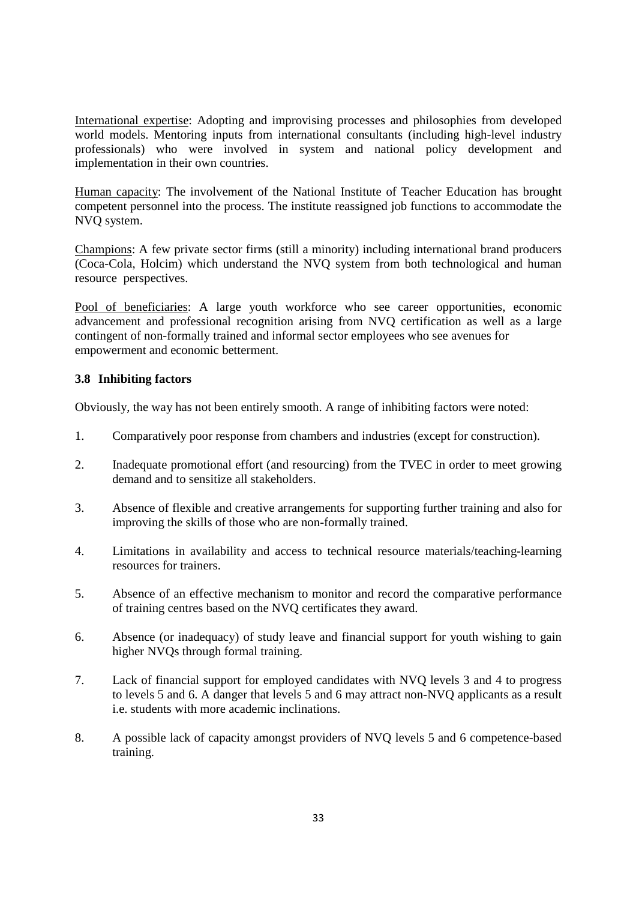International expertise: Adopting and improvising processes and philosophies from developed world models. Mentoring inputs from international consultants (including high-level industry professionals) who were involved in system and national policy development and implementation in their own countries.

Human capacity: The involvement of the National Institute of Teacher Education has brought competent personnel into the process. The institute reassigned job functions to accommodate the NVQ system.

Champions: A few private sector firms (still a minority) including international brand producers (Coca-Cola, Holcim) which understand the NVQ system from both technological and human resource perspectives.

Pool of beneficiaries: A large youth workforce who see career opportunities, economic advancement and professional recognition arising from NVQ certification as well as a large contingent of non-formally trained and informal sector employees who see avenues for empowerment and economic betterment.

### 3.8 Inhibiting factors

Obviously, the way has not been entirely smooth. A range of inhibiting factors were noted:

1. Comparatively poor response from chambers and industries (except for construction).
2. Inadequate promotional effort (and resourcing) from the TVEC in order to meet growing demand and to sensitize all stakeholders.
3. Absence of flexible and creative arrangements for supporting further training and also for improving the skills of those who are non-formally trained.
4. Limitations in availability and access to technical resource materials/teaching-learning resources for trainers.
5. Absence of an effective mechanism to monitor and record the comparative performance of training centres based on the NVQ certificates they award.
6. Absence (or inadequacy) of study leave and financial support for youth wishing to gain higher NVQs through formal training.
7. Lack of financial support for employed candidates with NVQ levels 3 and 4 to progress to levels 5 and 6. A danger that levels 5 and 6 may attract non-NVQ applicants as a result i.e. students with more academic inclinations.
8. A possible lack of capacity amongst providers of NVQ levels 5 and 6 competence-based training.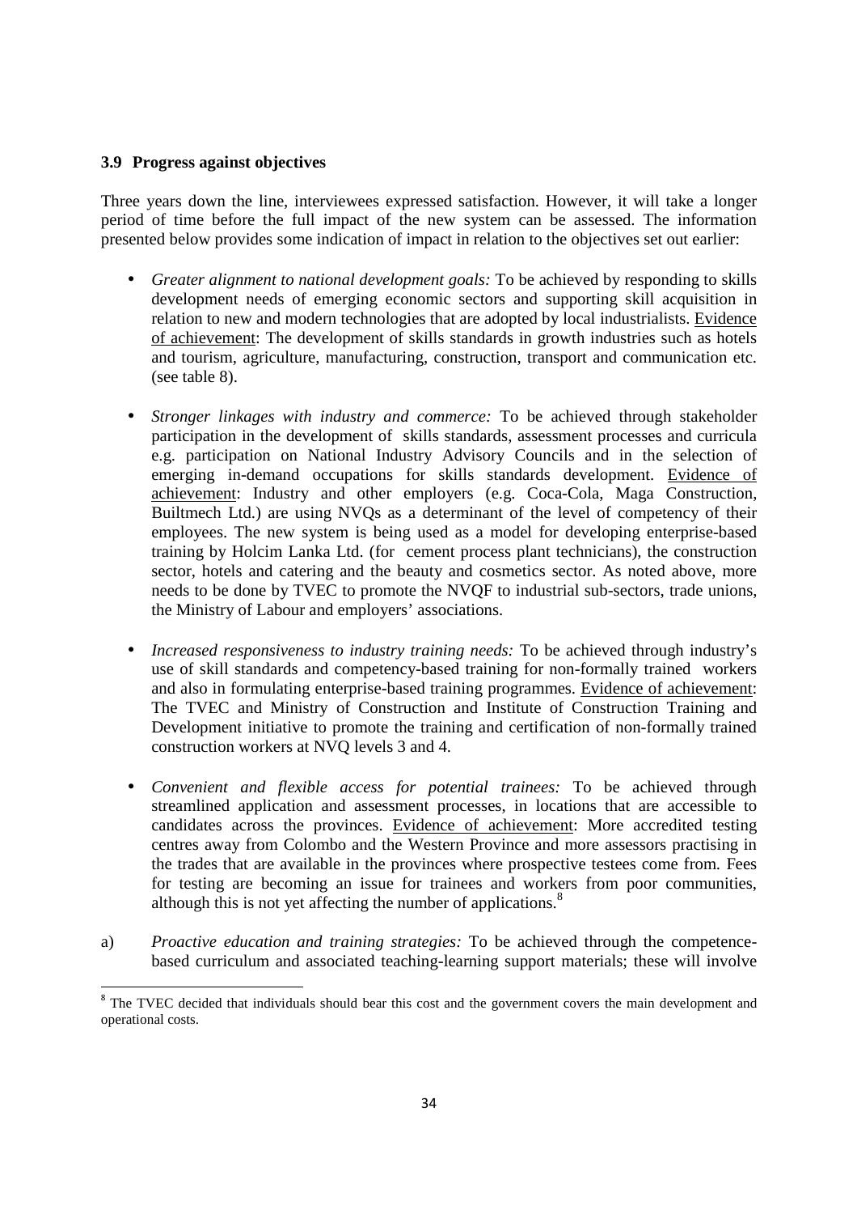### 3.9 Progress against objectives

Three years down the line, interviewees expressed satisfaction. However, it will take a longer period of time before the full impact of the new system can be assessed. The information presented below provides some indication of impact in relation to the objectives set out earlier:

- *Greater alignment to national development goals:* To be achieved by responding to skills development needs of emerging economic sectors and supporting skill acquisition in relation to new and modern technologies that are adopted by local industrialists. Evidence of achievement: The development of skills standards in growth industries such as hotels and tourism, agriculture, manufacturing, construction, transport and communication etc. (see table 8).

- *Stronger linkages with industry and commerce:* To be achieved through stakeholder participation in the development of skills standards, assessment processes and curricula e.g. participation on National Industry Advisory Councils and in the selection of emerging in-demand occupations for skills standards development. Evidence of achievement: Industry and other employers (e.g. Coca-Cola, Maga Construction, Builtmech Ltd.) are using NVQs as a determinant of the level of competency of their employees. The new system is being used as a model for developing enterprise-based training by Holcim Lanka Ltd. (for cement process plant technicians), the construction sector, hotels and catering and the beauty and cosmetics sector. As noted above, more needs to be done by TVEC to promote the NVQF to industrial sub-sectors, trade unions, the Ministry of Labour and employers' associations.

- *Increased responsiveness to industry training needs:* To be achieved through industry's use of skill standards and competency-based training for non-formally trained workers and also in formulating enterprise-based training programmes. Evidence of achievement: The TVEC and Ministry of Construction and Institute of Construction Training and Development initiative to promote the training and certification of non-formally trained construction workers at NVQ levels 3 and 4.

- *Convenient and flexible access for potential trainees:* To be achieved through streamlined application and assessment processes, in locations that are accessible to candidates across the provinces. Evidence of achievement: More accredited testing centres away from Colombo and the Western Province and more assessors practising in the trades that are available in the provinces where prospective testees come from. Fees for testing are becoming an issue for trainees and workers from poor communities, although this is not yet affecting the number of applications.[8]

a) *Proactive education and training strategies:* To be achieved through the competence-based curriculum and associated teaching-learning support materials; these will involve

[8] The TVEC decided that individuals should bear this cost and the government covers the main development and operational costs.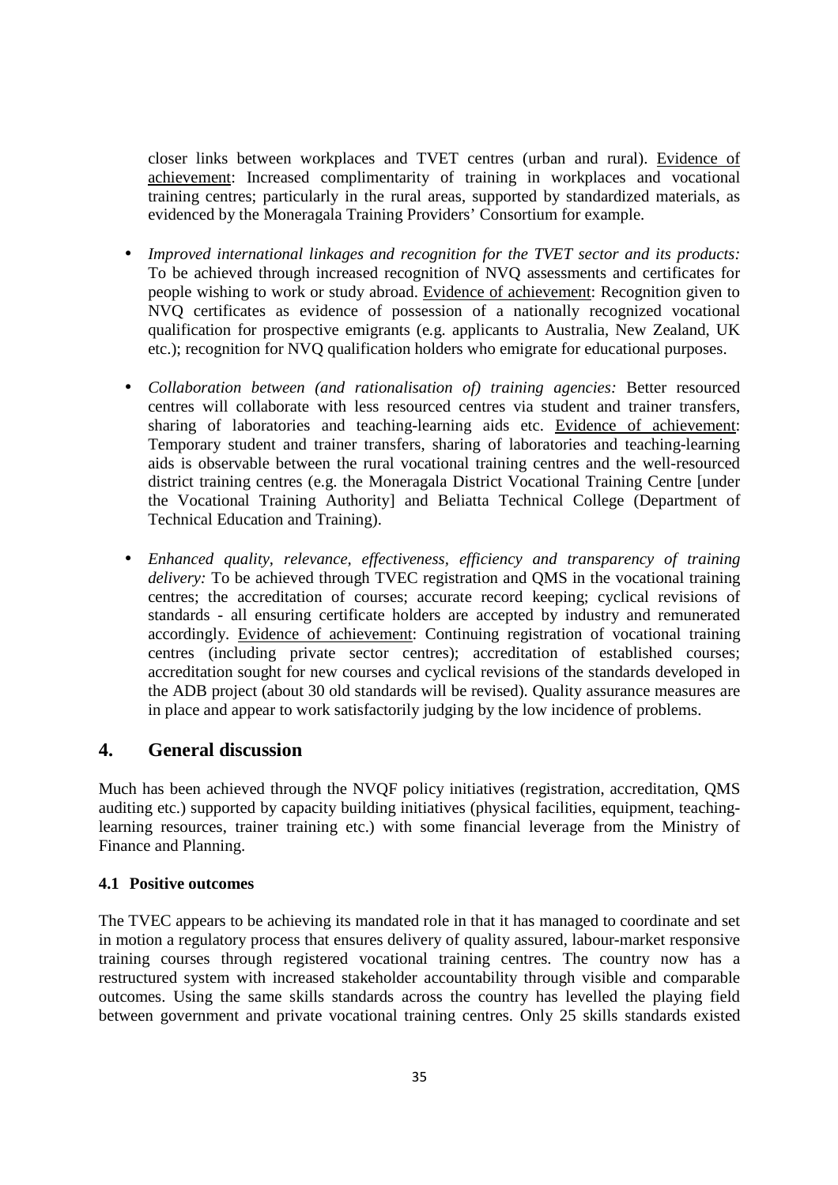closer links between workplaces and TVET centres (urban and rural). Evidence of achievement: Increased complimentarity of training in workplaces and vocational training centres; particularly in the rural areas, supported by standardized materials, as evidenced by the Moneragala Training Providers' Consortium for example.

- *Improved international linkages and recognition for the TVET sector and its products:* To be achieved through increased recognition of NVQ assessments and certificates for people wishing to work or study abroad. Evidence of achievement: Recognition given to NVQ certificates as evidence of possession of a nationally recognized vocational qualification for prospective emigrants (e.g. applicants to Australia, New Zealand, UK etc.); recognition for NVQ qualification holders who emigrate for educational purposes.

- *Collaboration between (and rationalisation of) training agencies:* Better resourced centres will collaborate with less resourced centres via student and trainer transfers, sharing of laboratories and teaching-learning aids etc. Evidence of achievement: Temporary student and trainer transfers, sharing of laboratories and teaching-learning aids is observable between the rural vocational training centres and the well-resourced district training centres (e.g. the Moneragala District Vocational Training Centre [under the Vocational Training Authority] and Beliatta Technical College (Department of Technical Education and Training).

- *Enhanced quality, relevance, effectiveness, efficiency and transparency of training delivery:* To be achieved through TVEC registration and QMS in the vocational training centres; the accreditation of courses; accurate record keeping; cyclical revisions of standards - all ensuring certificate holders are accepted by industry and remunerated accordingly. Evidence of achievement: Continuing registration of vocational training centres (including private sector centres); accreditation of established courses; accreditation sought for new courses and cyclical revisions of the standards developed in the ADB project (about 30 old standards will be revised). Quality assurance measures are in place and appear to work satisfactorily judging by the low incidence of problems.

## 4. General discussion

Much has been achieved through the NVQF policy initiatives (registration, accreditation, QMS auditing etc.) supported by capacity building initiatives (physical facilities, equipment, teaching-learning resources, trainer training etc.) with some financial leverage from the Ministry of Finance and Planning.

### 4.1 Positive outcomes

The TVEC appears to be achieving its mandated role in that it has managed to coordinate and set in motion a regulatory process that ensures delivery of quality assured, labour-market responsive training courses through registered vocational training centres. The country now has a restructured system with increased stakeholder accountability through visible and comparable outcomes. Using the same skills standards across the country has levelled the playing field between government and private vocational training centres. Only 25 skills standards existed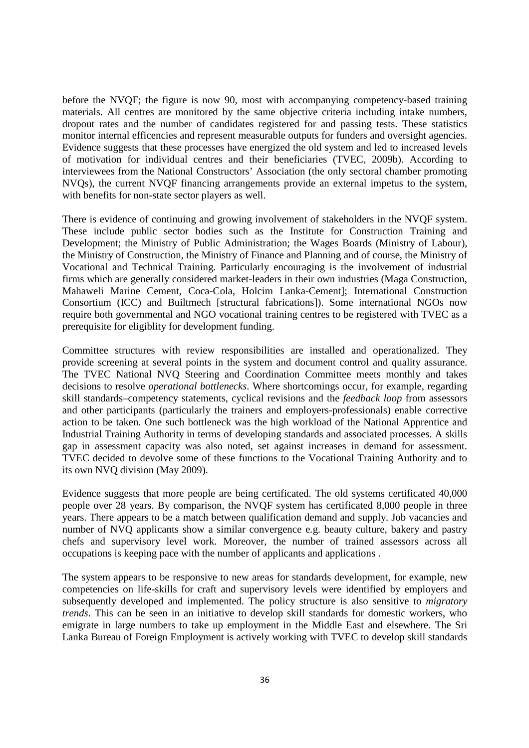before the NVQF; the figure is now 90, most with accompanying competency-based training materials. All centres are monitored by the same objective criteria including intake numbers, dropout rates and the number of candidates registered for and passing tests. These statistics monitor internal efficencies and represent measurable outputs for funders and oversight agencies. Evidence suggests that these processes have energized the old system and led to increased levels of motivation for individual centres and their beneficiaries (TVEC, 2009b). According to interviewees from the National Constructors' Association (the only sectoral chamber promoting NVQs), the current NVQF financing arrangements provide an external impetus to the system, with benefits for non-state sector players as well.

There is evidence of continuing and growing involvement of stakeholders in the NVQF system. These include public sector bodies such as the Institute for Construction Training and Development; the Ministry of Public Administration; the Wages Boards (Ministry of Labour), the Ministry of Construction, the Ministry of Finance and Planning and of course, the Ministry of Vocational and Technical Training. Particularly encouraging is the involvement of industrial firms which are generally considered market-leaders in their own industries (Maga Construction, Mahaweli Marine Cement, Coca-Cola, Holcim Lanka-Cement]; International Construction Consortium (ICC) and Builtmech [structural fabrications]). Some international NGOs now require both governmental and NGO vocational training centres to be registered with TVEC as a prerequisite for eligiblity for development funding.

Committee structures with review responsibilities are installed and operationalized. They provide screening at several points in the system and document control and quality assurance. The TVEC National NVQ Steering and Coordination Committee meets monthly and takes decisions to resolve *operational bottlenecks*. Where shortcomings occur, for example, regarding skill standards–competency statements, cyclical revisions and the *feedback loop* from assessors and other participants (particularly the trainers and employers-professionals) enable corrective action to be taken. One such bottleneck was the high workload of the National Apprentice and Industrial Training Authority in terms of developing standards and associated processes. A skills gap in assessment capacity was also noted, set against increases in demand for assessment. TVEC decided to devolve some of these functions to the Vocational Training Authority and to its own NVQ division (May 2009).

Evidence suggests that more people are being certificated. The old systems certificated 40,000 people over 28 years. By comparison, the NVQF system has certificated 8,000 people in three years. There appears to be a match between qualification demand and supply. Job vacancies and number of NVQ applicants show a similar convergence e.g. beauty culture, bakery and pastry chefs and supervisory level work. Moreover, the number of trained assessors across all occupations is keeping pace with the number of applicants and applications .

The system appears to be responsive to new areas for standards development, for example, new competencies on life-skills for craft and supervisory levels were identified by employers and subsequently developed and implemented. The policy structure is also sensitive to *migratory trends*. This can be seen in an initiative to develop skill standards for domestic workers, who emigrate in large numbers to take up employment in the Middle East and elsewhere. The Sri Lanka Bureau of Foreign Employment is actively working with TVEC to develop skill standards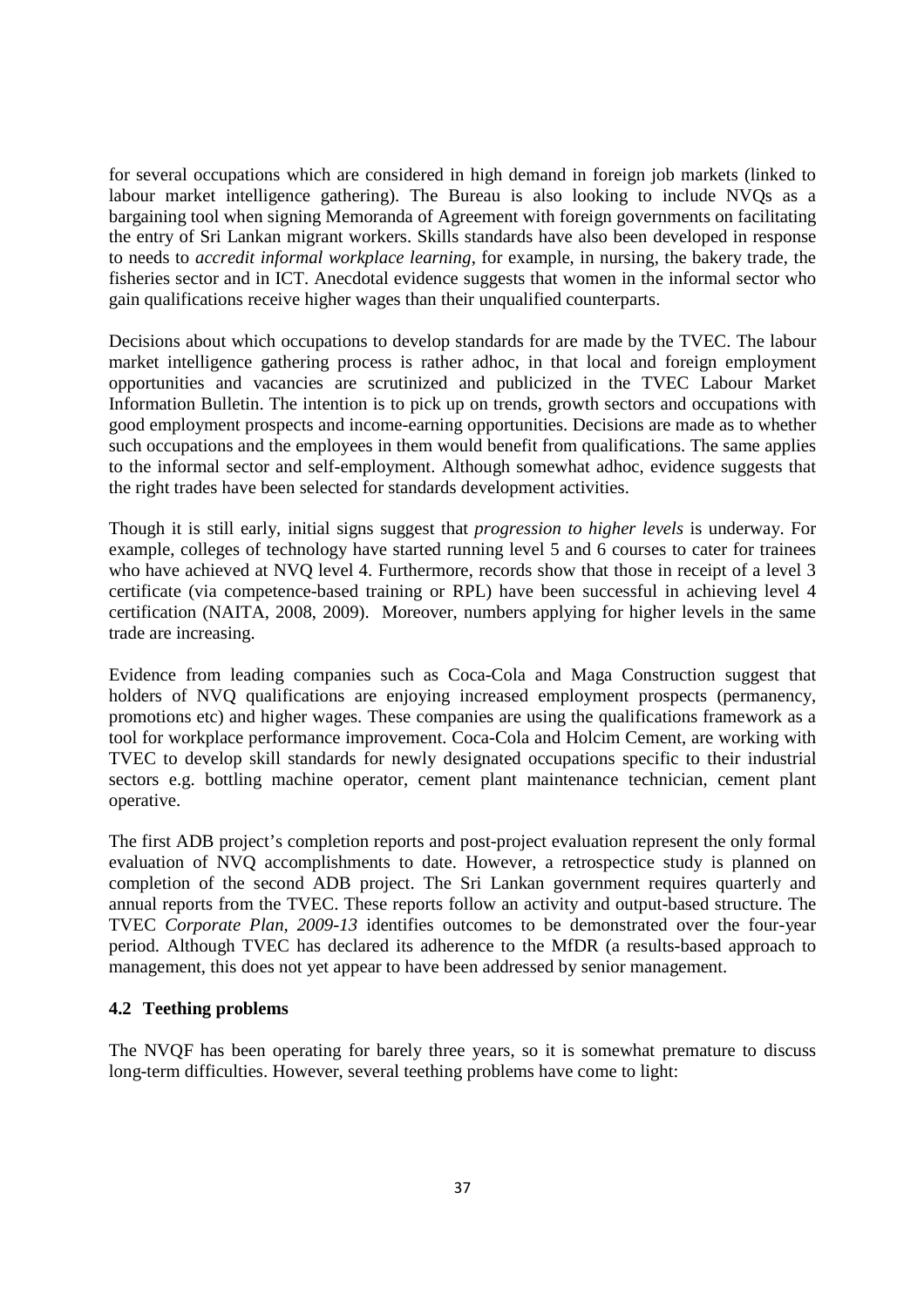for several occupations which are considered in high demand in foreign job markets (linked to labour market intelligence gathering). The Bureau is also looking to include NVQs as a bargaining tool when signing Memoranda of Agreement with foreign governments on facilitating the entry of Sri Lankan migrant workers. Skills standards have also been developed in response to needs to *accredit informal workplace learning*, for example, in nursing, the bakery trade, the fisheries sector and in ICT. Anecdotal evidence suggests that women in the informal sector who gain qualifications receive higher wages than their unqualified counterparts.

Decisions about which occupations to develop standards for are made by the TVEC. The labour market intelligence gathering process is rather adhoc, in that local and foreign employment opportunities and vacancies are scrutinized and publicized in the TVEC Labour Market Information Bulletin. The intention is to pick up on trends, growth sectors and occupations with good employment prospects and income-earning opportunities. Decisions are made as to whether such occupations and the employees in them would benefit from qualifications. The same applies to the informal sector and self-employment. Although somewhat adhoc, evidence suggests that the right trades have been selected for standards development activities.

Though it is still early, initial signs suggest that *progression to higher levels* is underway. For example, colleges of technology have started running level 5 and 6 courses to cater for trainees who have achieved at NVQ level 4. Furthermore, records show that those in receipt of a level 3 certificate (via competence-based training or RPL) have been successful in achieving level 4 certification (NAITA, 2008, 2009). Moreover, numbers applying for higher levels in the same trade are increasing.

Evidence from leading companies such as Coca-Cola and Maga Construction suggest that holders of NVQ qualifications are enjoying increased employment prospects (permanency, promotions etc) and higher wages. These companies are using the qualifications framework as a tool for workplace performance improvement. Coca-Cola and Holcim Cement, are working with TVEC to develop skill standards for newly designated occupations specific to their industrial sectors e.g. bottling machine operator, cement plant maintenance technician, cement plant operative.

The first ADB project's completion reports and post-project evaluation represent the only formal evaluation of NVQ accomplishments to date. However, a retrospectice study is planned on completion of the second ADB project. The Sri Lankan government requires quarterly and annual reports from the TVEC. These reports follow an activity and output-based structure. The TVEC *Corporate Plan, 2009-13* identifies outcomes to be demonstrated over the four-year period. Although TVEC has declared its adherence to the MfDR (a results-based approach to management, this does not yet appear to have been addressed by senior management.

### 4.2 Teething problems

The NVQF has been operating for barely three years, so it is somewhat premature to discuss long-term difficulties. However, several teething problems have come to light: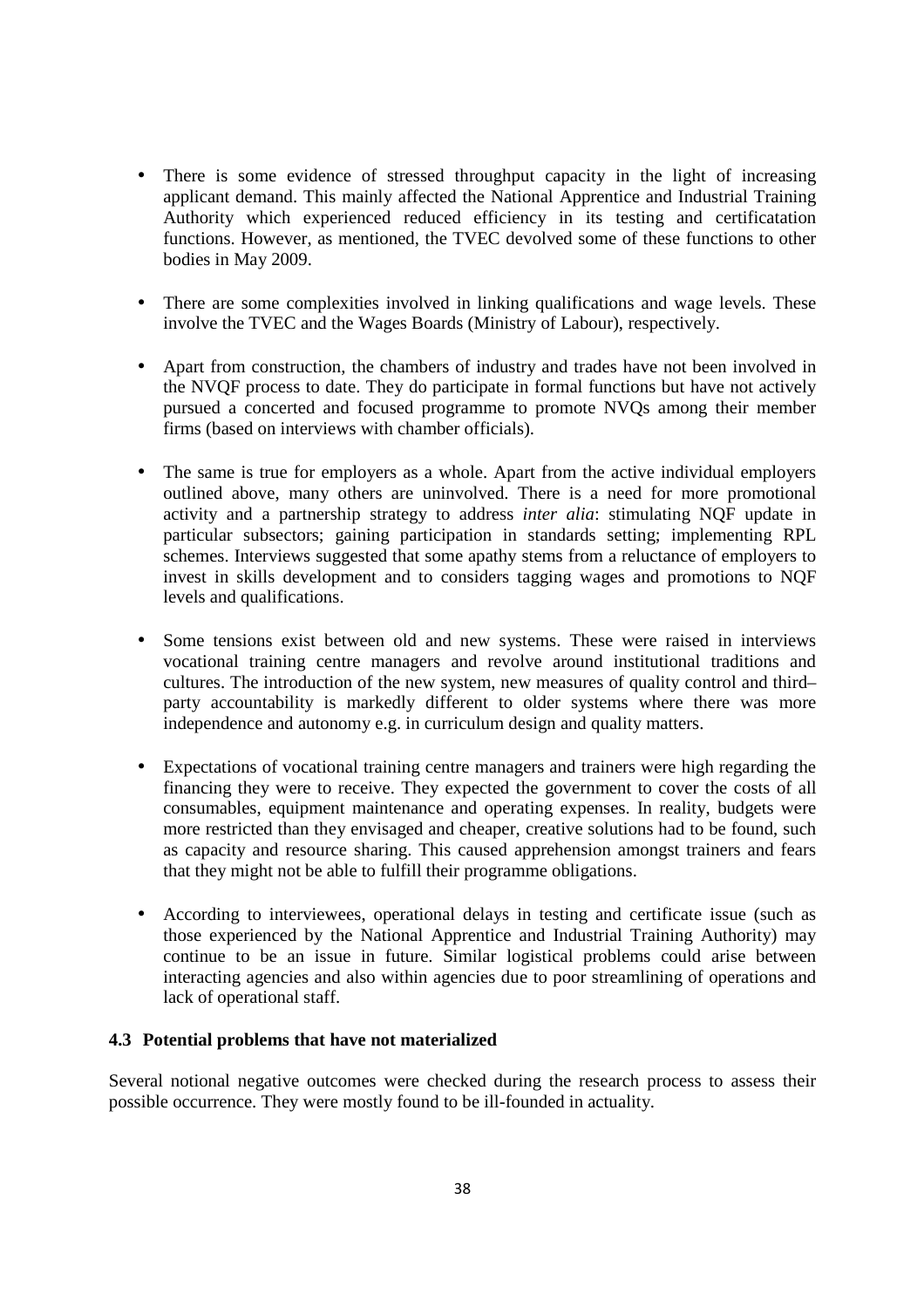- There is some evidence of stressed throughput capacity in the light of increasing applicant demand. This mainly affected the National Apprentice and Industrial Training Authority which experienced reduced efficiency in its testing and certificatation functions. However, as mentioned, the TVEC devolved some of these functions to other bodies in May 2009.

- There are some complexities involved in linking qualifications and wage levels. These involve the TVEC and the Wages Boards (Ministry of Labour), respectively.

- Apart from construction, the chambers of industry and trades have not been involved in the NVQF process to date. They do participate in formal functions but have not actively pursued a concerted and focused programme to promote NVQs among their member firms (based on interviews with chamber officials).

- The same is true for employers as a whole. Apart from the active individual employers outlined above, many others are uninvolved. There is a need for more promotional activity and a partnership strategy to address *inter alia*: stimulating NQF update in particular subsectors; gaining participation in standards setting; implementing RPL schemes. Interviews suggested that some apathy stems from a reluctance of employers to invest in skills development and to considers tagging wages and promotions to NQF levels and qualifications.

- Some tensions exist between old and new systems. These were raised in interviews vocational training centre managers and revolve around institutional traditions and cultures. The introduction of the new system, new measures of quality control and third–party accountability is markedly different to older systems where there was more independence and autonomy e.g. in curriculum design and quality matters.

- Expectations of vocational training centre managers and trainers were high regarding the financing they were to receive. They expected the government to cover the costs of all consumables, equipment maintenance and operating expenses. In reality, budgets were more restricted than they envisaged and cheaper, creative solutions had to be found, such as capacity and resource sharing. This caused apprehension amongst trainers and fears that they might not be able to fulfill their programme obligations.

- According to interviewees, operational delays in testing and certificate issue (such as those experienced by the National Apprentice and Industrial Training Authority) may continue to be an issue in future. Similar logistical problems could arise between interacting agencies and also within agencies due to poor streamlining of operations and lack of operational staff.

### 4.3 Potential problems that have not materialized

Several notional negative outcomes were checked during the research process to assess their possible occurrence. They were mostly found to be ill-founded in actuality.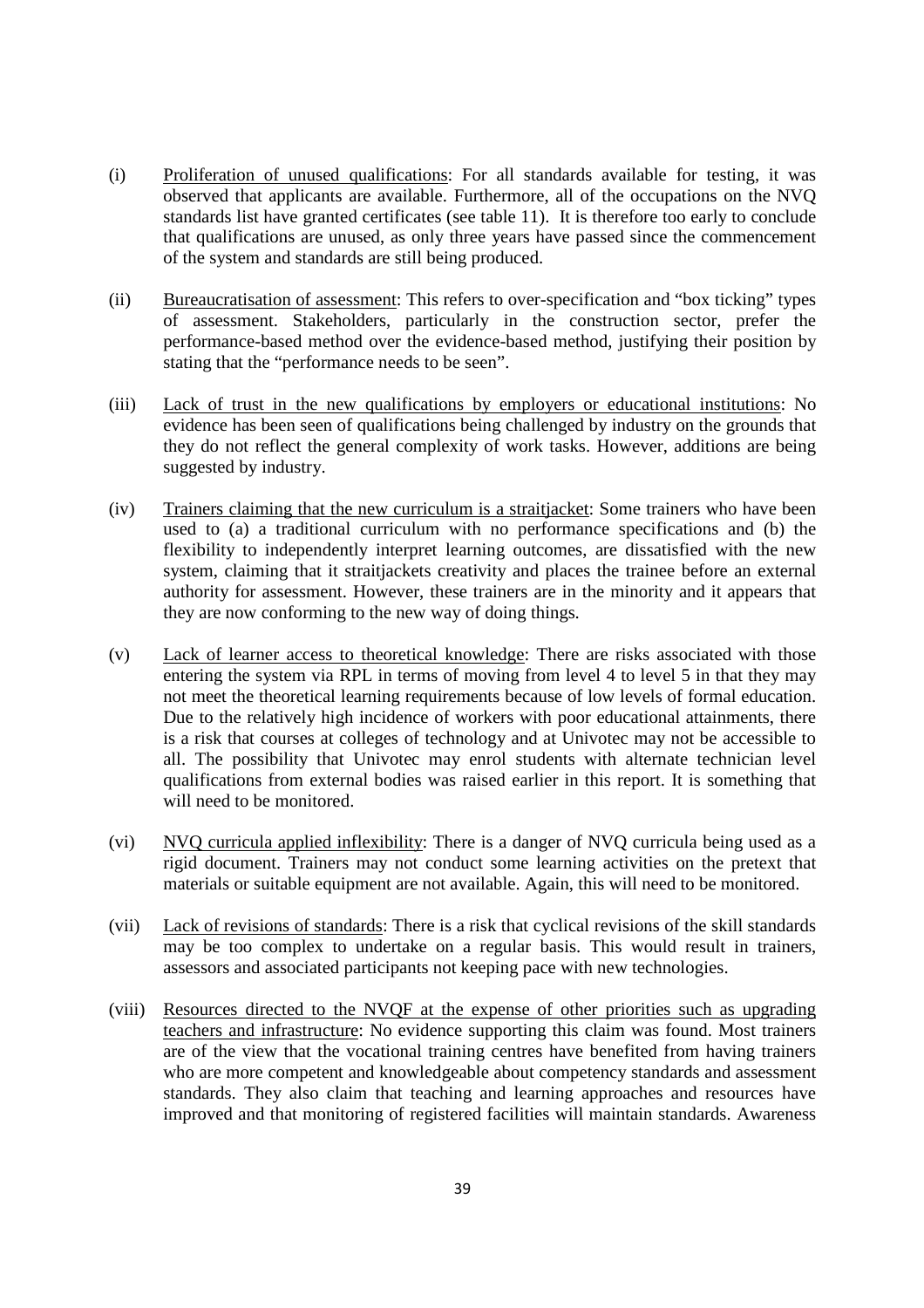(i) Proliferation of unused qualifications: For all standards available for testing, it was observed that applicants are available. Furthermore, all of the occupations on the NVQ standards list have granted certificates (see table 11). It is therefore too early to conclude that qualifications are unused, as only three years have passed since the commencement of the system and standards are still being produced.

(ii) Bureaucratisation of assessment: This refers to over-specification and "box ticking" types of assessment. Stakeholders, particularly in the construction sector, prefer the performance-based method over the evidence-based method, justifying their position by stating that the "performance needs to be seen".

(iii) Lack of trust in the new qualifications by employers or educational institutions: No evidence has been seen of qualifications being challenged by industry on the grounds that they do not reflect the general complexity of work tasks. However, additions are being suggested by industry.

(iv) Trainers claiming that the new curriculum is a straitjacket: Some trainers who have been used to (a) a traditional curriculum with no performance specifications and (b) the flexibility to independently interpret learning outcomes, are dissatisfied with the new system, claiming that it straitjackets creativity and places the trainee before an external authority for assessment. However, these trainers are in the minority and it appears that they are now conforming to the new way of doing things.

(v) Lack of learner access to theoretical knowledge: There are risks associated with those entering the system via RPL in terms of moving from level 4 to level 5 in that they may not meet the theoretical learning requirements because of low levels of formal education. Due to the relatively high incidence of workers with poor educational attainments, there is a risk that courses at colleges of technology and at Univotec may not be accessible to all. The possibility that Univotec may enrol students with alternate technician level qualifications from external bodies was raised earlier in this report. It is something that will need to be monitored.

(vi) NVQ curricula applied inflexibility: There is a danger of NVQ curricula being used as a rigid document. Trainers may not conduct some learning activities on the pretext that materials or suitable equipment are not available. Again, this will need to be monitored.

(vii) Lack of revisions of standards: There is a risk that cyclical revisions of the skill standards may be too complex to undertake on a regular basis. This would result in trainers, assessors and associated participants not keeping pace with new technologies.

(viii) Resources directed to the NVQF at the expense of other priorities such as upgrading teachers and infrastructure: No evidence supporting this claim was found. Most trainers are of the view that the vocational training centres have benefited from having trainers who are more competent and knowledgeable about competency standards and assessment standards. They also claim that teaching and learning approaches and resources have improved and that monitoring of registered facilities will maintain standards. Awareness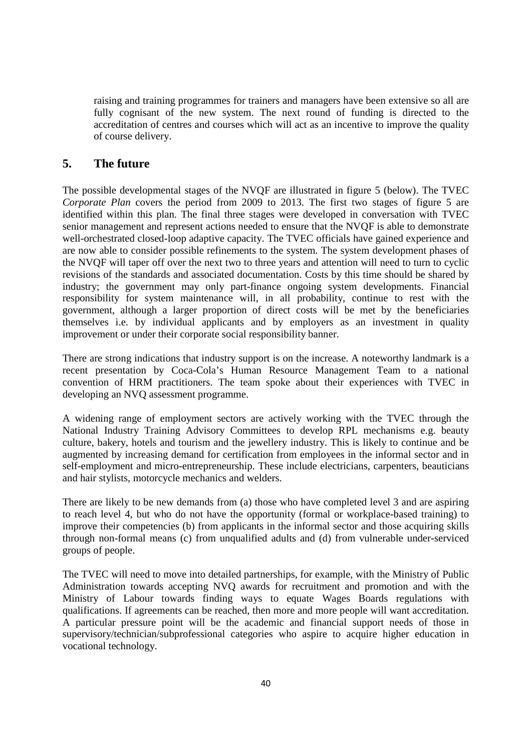raising and training programmes for trainers and managers have been extensive so all are fully cognisant of the new system. The next round of funding is directed to the accreditation of centres and courses which will act as an incentive to improve the quality of course delivery.

## 5. The future

The possible developmental stages of the NVQF are illustrated in figure 5 (below). The TVEC *Corporate Plan* covers the period from 2009 to 2013. The first two stages of figure 5 are identified within this plan. The final three stages were developed in conversation with TVEC senior management and represent actions needed to ensure that the NVQF is able to demonstrate well-orchestrated closed-loop adaptive capacity. The TVEC officials have gained experience and are now able to consider possible refinements to the system. The system development phases of the NVQF will taper off over the next two to three years and attention will need to turn to cyclic revisions of the standards and associated documentation. Costs by this time should be shared by industry; the government may only part-finance ongoing system developments. Financial responsibility for system maintenance will, in all probability, continue to rest with the government, although a larger proportion of direct costs will be met by the beneficiaries themselves i.e. by individual applicants and by employers as an investment in quality improvement or under their corporate social responsibility banner.

There are strong indications that industry support is on the increase. A noteworthy landmark is a recent presentation by Coca-Cola's Human Resource Management Team to a national convention of HRM practitioners. The team spoke about their experiences with TVEC in developing an NVQ assessment programme.

A widening range of employment sectors are actively working with the TVEC through the National Industry Training Advisory Committees to develop RPL mechanisms e.g. beauty culture, bakery, hotels and tourism and the jewellery industry. This is likely to continue and be augmented by increasing demand for certification from employees in the informal sector and in self-employment and micro-entrepreneurship. These include electricians, carpenters, beauticians and hair stylists, motorcycle mechanics and welders.

There are likely to be new demands from (a) those who have completed level 3 and are aspiring to reach level 4, but who do not have the opportunity (formal or workplace-based training) to improve their competencies (b) from applicants in the informal sector and those acquiring skills through non-formal means (c) from unqualified adults and (d) from vulnerable under-serviced groups of people.

The TVEC will need to move into detailed partnerships, for example, with the Ministry of Public Administration towards accepting NVQ awards for recruitment and promotion and with the Ministry of Labour towards finding ways to equate Wages Boards regulations with qualifications. If agreements can be reached, then more and more people will want accreditation. A particular pressure point will be the academic and financial support needs of those in supervisory/technician/subprofessional categories who aspire to acquire higher education in vocational technology.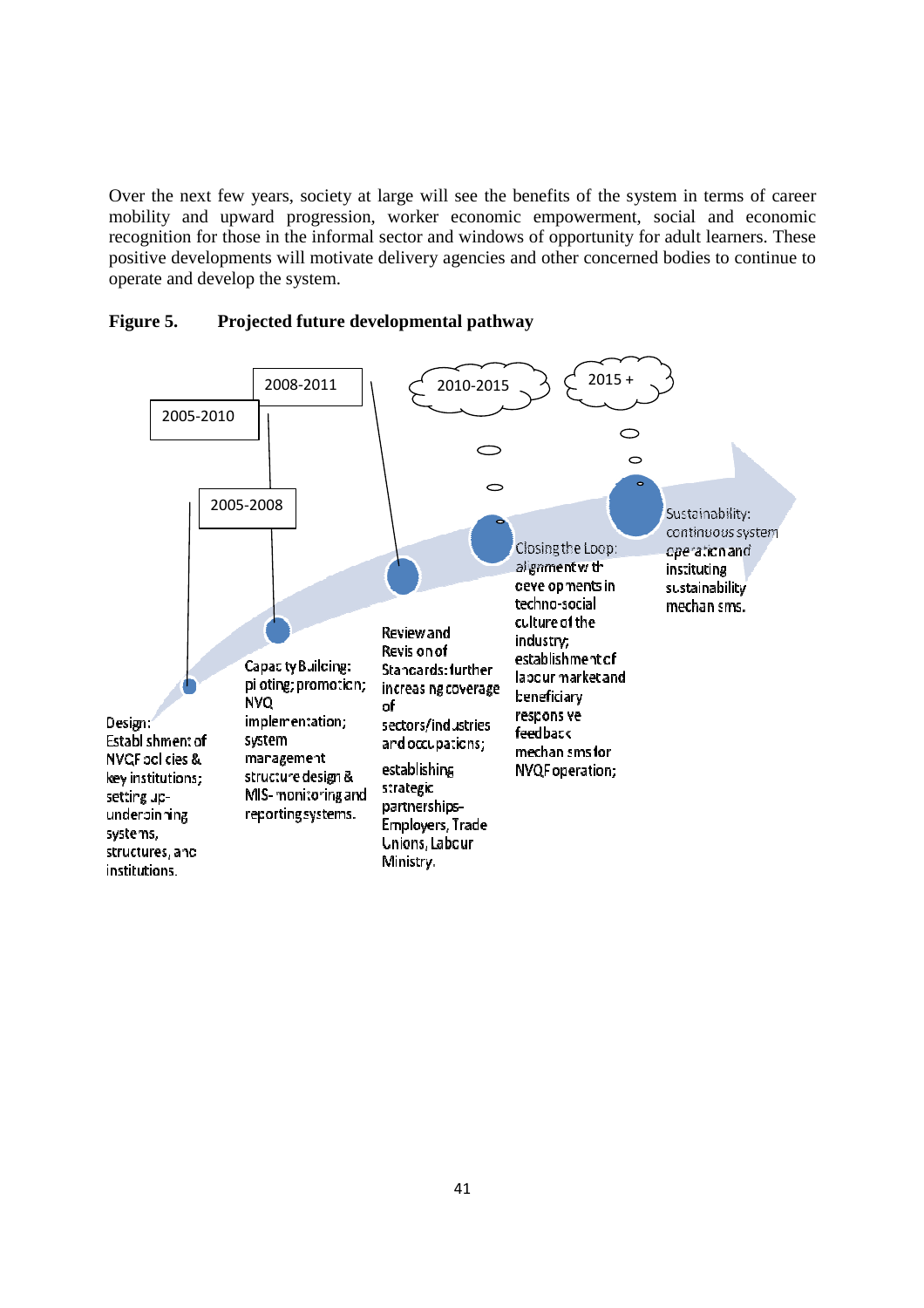Over the next few years, society at large will see the benefits of the system in terms of career mobility and upward progression, worker economic empowerment, social and economic recognition for those in the informal sector and windows of opportunity for adult learners. These positive developments will motivate delivery agencies and other concerned bodies to continue to operate and develop the system.

**Figure 5. Projected future developmental pathway**

2005-2010

2005-2008

2008-2011

2010-2015

2015 +

Design: Establishment of NVQF policies & key institutions; setting up-underpinning systems, structures, and institutions.

Capacity Building: piloting; promotion; NVQ implementation; system management structure design & MIS- monitoring and reporting systems.

Review and Revision of Standards: further increasing coverage of sectors/industries and occupations; establishing strategic partnerships- Employers, Trade Unions, Labour Ministry.

Closing the Loop: alignment with developments in techno-social culture of the industry; establishment of labour market and beneficiary responsive feedback mechanisms for NVQF operation;

Sustainability: continuous system operation and instituting sustainability mechanisms.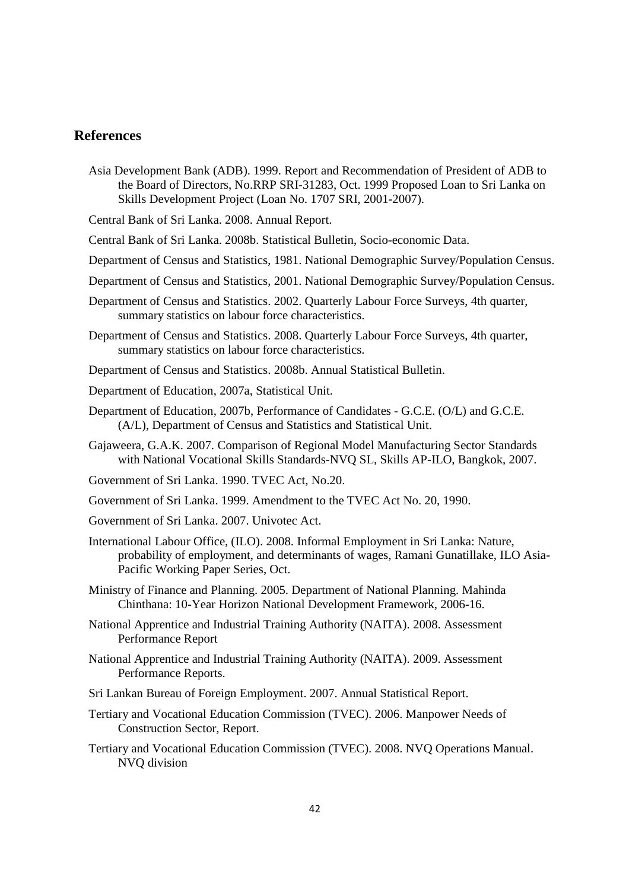## References

Asia Development Bank (ADB). 1999. Report and Recommendation of President of ADB to the Board of Directors, No.RRP SRI-31283, Oct. 1999 Proposed Loan to Sri Lanka on Skills Development Project (Loan No. 1707 SRI, 2001-2007).

Central Bank of Sri Lanka. 2008. Annual Report.

Central Bank of Sri Lanka. 2008b. Statistical Bulletin, Socio-economic Data.

Department of Census and Statistics, 1981. National Demographic Survey/Population Census.

Department of Census and Statistics, 2001. National Demographic Survey/Population Census.

Department of Census and Statistics. 2002. Quarterly Labour Force Surveys, 4th quarter, summary statistics on labour force characteristics.

Department of Census and Statistics. 2008. Quarterly Labour Force Surveys, 4th quarter, summary statistics on labour force characteristics.

Department of Census and Statistics. 2008b. Annual Statistical Bulletin.

Department of Education, 2007a, Statistical Unit.

Department of Education, 2007b, Performance of Candidates - G.C.E. (O/L) and G.C.E. (A/L), Department of Census and Statistics and Statistical Unit.

Gajaweera, G.A.K. 2007. Comparison of Regional Model Manufacturing Sector Standards with National Vocational Skills Standards-NVQ SL, Skills AP-ILO, Bangkok, 2007.

Government of Sri Lanka. 1990. TVEC Act, No.20.

Government of Sri Lanka. 1999. Amendment to the TVEC Act No. 20, 1990.

Government of Sri Lanka. 2007. Univotec Act.

International Labour Office, (ILO). 2008. Informal Employment in Sri Lanka: Nature, probability of employment, and determinants of wages, Ramani Gunatillake, ILO Asia-Pacific Working Paper Series, Oct.

Ministry of Finance and Planning. 2005. Department of National Planning. Mahinda Chinthana: 10-Year Horizon National Development Framework, 2006-16.

National Apprentice and Industrial Training Authority (NAITA). 2008. Assessment Performance Report

National Apprentice and Industrial Training Authority (NAITA). 2009. Assessment Performance Reports.

Sri Lankan Bureau of Foreign Employment. 2007. Annual Statistical Report.

Tertiary and Vocational Education Commission (TVEC). 2006. Manpower Needs of Construction Sector, Report.

Tertiary and Vocational Education Commission (TVEC). 2008. NVQ Operations Manual. NVQ division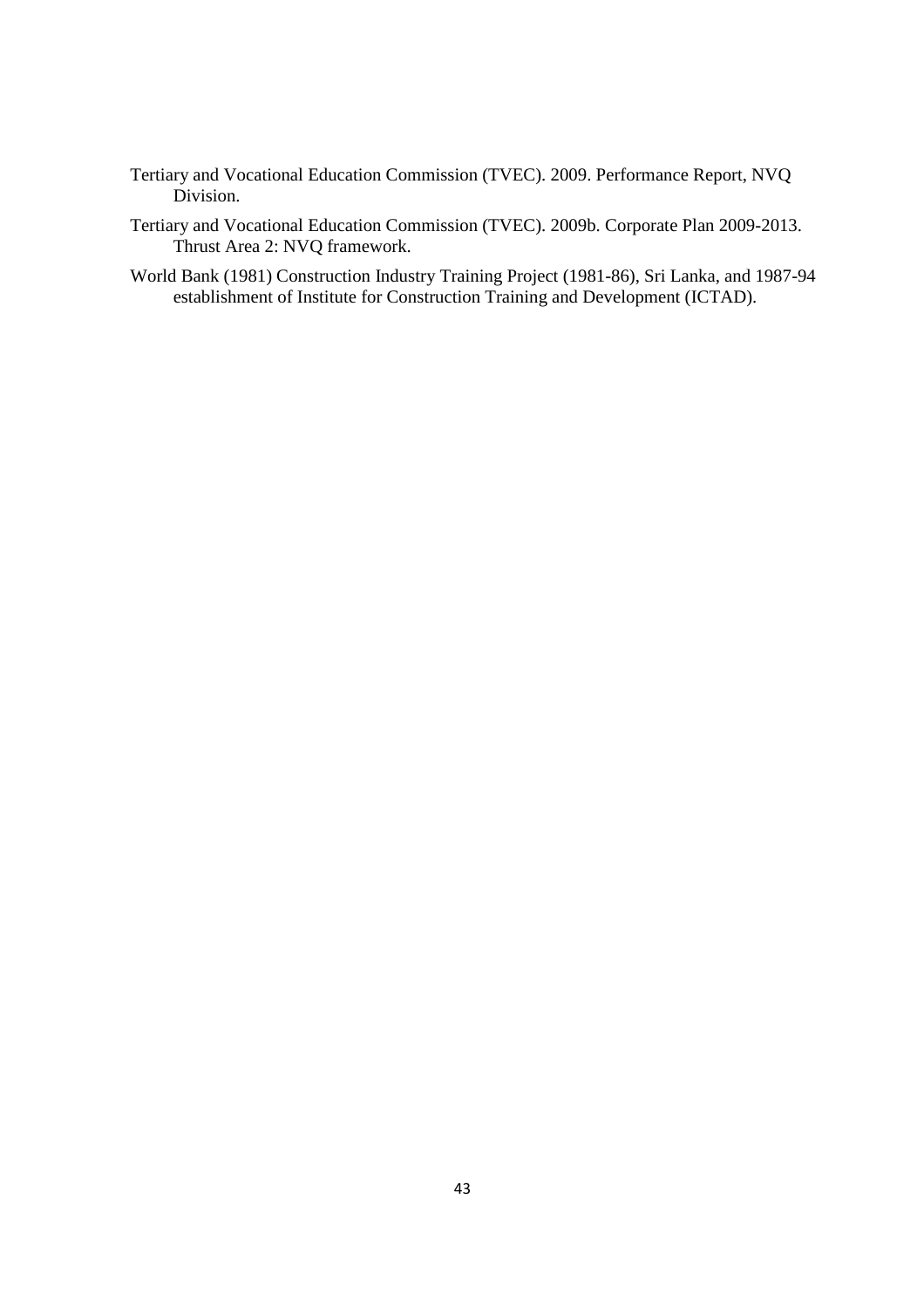Tertiary and Vocational Education Commission (TVEC). 2009. Performance Report, NVQ Division.

Tertiary and Vocational Education Commission (TVEC). 2009b. Corporate Plan 2009-2013. Thrust Area 2: NVQ framework.

World Bank (1981) Construction Industry Training Project (1981-86), Sri Lanka, and 1987-94 establishment of Institute for Construction Training and Development (ICTAD).